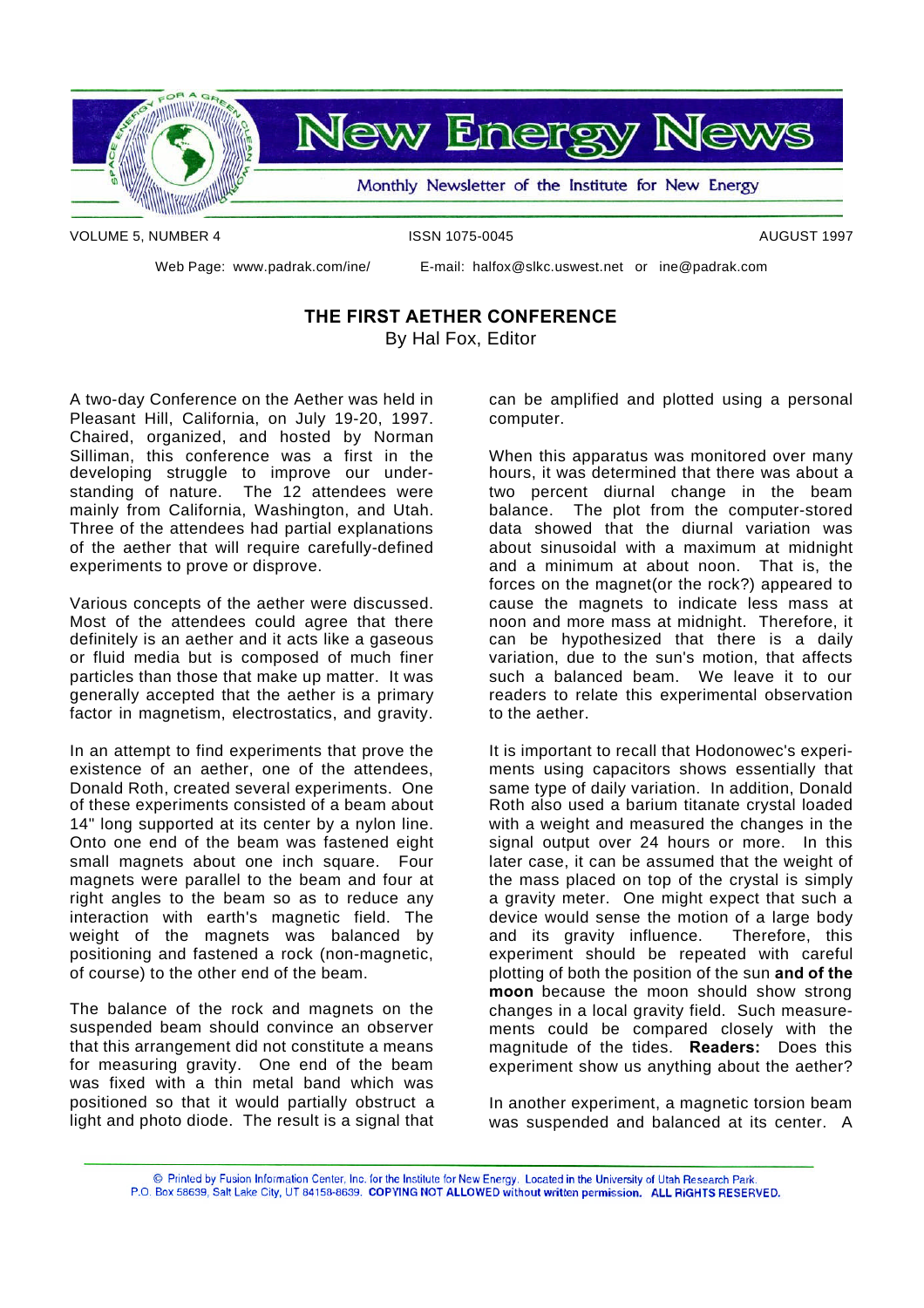# New Energy News

Monthly Newsletter of the Institute for New Energy

VOLUME 5, NUMBER 4 ISSN 1075-0045 AUGUST 1997

Web Page: www.padrak.com/ine/ E-mail: halfox@slkc.uswest.net or ine@padrak.com

## THE FIRST AETHER CONFERENCE

By Hal Fox, Editor

A two-day Conference on the Aether was held in Pleasant Hill, California, on July 19-20, 1997. Chaired, organized, and hosted by Norman Silliman, this conference was a first in the developing struggle to improve our understanding of nature. The 12 attendees were mainly from California, Washington, and Utah. Three of the attendees had partial explanations of the aether that will require carefully-defined experiments to prove or disprove.

Various concepts of the aether were discussed. Most of the attendees could agree that there definitely is an aether and it acts like a gaseous or fluid media but is composed of much finer particles than those that make up matter. It was generally accepted that the aether is a primary factor in magnetism, electrostatics, and gravity.

In an attempt to find experiments that prove the existence of an aether, one of the attendees, Donald Roth, created several experiments. One of these experiments consisted of a beam about 14" long supported at its center by a nylon line. Onto one end of the beam was fastened eight small magnets about one inch square. Four magnets were parallel to the beam and four at right angles to the beam so as to reduce any interaction with earth's magnetic field. The weight of the magnets was balanced by positioning and fastened a rock (non-magnetic, of course) to the other end of the beam.

The balance of the rock and magnets on the suspended beam should convince an observer that this arrangement did not constitute a means for measuring gravity. One end of the beam was fixed with a thin metal band which was positioned so that it would partially obstruct a light and photo diode. The result is a signal that can be amplified and plotted using a personal computer.

When this apparatus was monitored over many hours, it was determined that there was about a two percent diurnal change in the beam balance. The plot from the computer-stored data showed that the diurnal variation was about sinusoidal with a maximum at midnight and a minimum at about noon. That is, the forces on the magnet(or the rock?) appeared to cause the magnets to indicate less mass at noon and more mass at midnight. Therefore, it can be hypothesized that there is a daily variation, due to the sun's motion, that affects such a balanced beam. We leave it to our readers to relate this experimental observation to the aether.

It is important to recall that Hodonowec's experiments using capacitors shows essentially that same type of daily variation. In addition, Donald Roth also used a barium titanate crystal loaded with a weight and measured the changes in the signal output over 24 hours or more. In this later case, it can be assumed that the weight of the mass placed on top of the crystal is simply a gravity meter. One might expect that such a device would sense the motion of a large body and its gravity influence. Therefore, this experiment should be repeated with careful plotting of both the position of the sun **and of the moon** because the moon should show strong changes in a local gravity field. Such measurements could be compared closely with the magnitude of the tides. **Readers:** Does this experiment show us anything about the aether?

In another experiment, a magnetic torsion beam was suspended and balanced at its center. A

© Printed by Fusion Information Center, Inc. for the Institute for New Energy. Located in the University of Utah Research Park. P.O. Box 58639, Salt Lake City, UT 84158-8639. **COPYING NOT ALLOWED without written permission. ALL RIGHTS RESERVED.**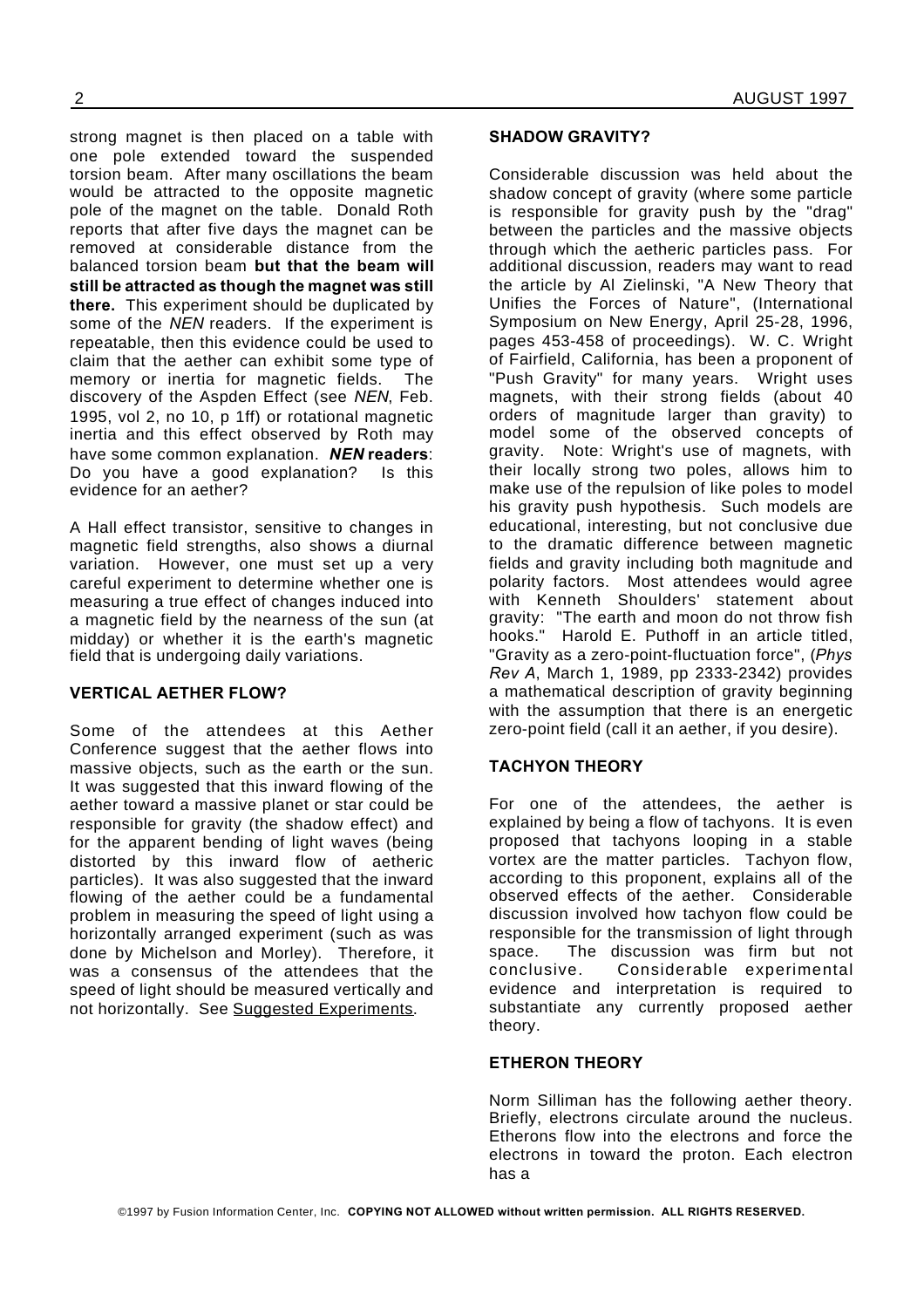strong magnet is then placed on a table with one pole extended toward the suspended torsion beam. After many oscillations the beam would be attracted to the opposite magnetic pole of the magnet on the table. Donald Roth reports that after five days the magnet can be removed at considerable distance from the balanced torsion beam **but that the beam will still be attracted as though the magnet was still there.** This experiment should be duplicated by some of the *NEN* readers. If the experiment is repeatable, then this evidence could be used to claim that the aether can exhibit some type of memory or inertia for magnetic fields. The discovery of the Aspden Effect (see *NEN*, Feb. 1995, vol 2, no 10, p 1ff) or rotational magnetic inertia and this effect observed by Roth may have some common explanation. ***NEN* readers**: Do you have a good explanation? Is this evidence for an aether?

A Hall effect transistor, sensitive to changes in magnetic field strengths, also shows a diurnal variation. However, one must set up a very careful experiment to determine whether one is measuring a true effect of changes induced into a magnetic field by the nearness of the sun (at midday) or whether it is the earth's magnetic field that is undergoing daily variations.

### VERTICAL AETHER FLOW?

Some of the attendees at this Aether Conference suggest that the aether flows into massive objects, such as the earth or the sun. It was suggested that this inward flowing of the aether toward a massive planet or star could be responsible for gravity (the shadow effect) and for the apparent bending of light waves (being distorted by this inward flow of aetheric particles). It was also suggested that the inward flowing of the aether could be a fundamental problem in measuring the speed of light using a horizontally arranged experiment (such as was done by Michelson and Morley). Therefore, it was a consensus of the attendees that the speed of light should be measured vertically and not horizontally. See Suggested Experiments.

### SHADOW GRAVITY?

Considerable discussion was held about the shadow concept of gravity (where some particle is responsible for gravity push by the "drag" between the particles and the massive objects through which the aetheric particles pass. For additional discussion, readers may want to read the article by Al Zielinski, "A New Theory that Unifies the Forces of Nature", (International Symposium on New Energy, April 25-28, 1996, pages 453-458 of proceedings). W. C. Wright of Fairfield, California, has been a proponent of "Push Gravity" for many years. Wright uses magnets, with their strong fields (about 40 orders of magnitude larger than gravity) to model some of the observed concepts of gravity. Note: Wright's use of magnets, with their locally strong two poles, allows him to make use of the repulsion of like poles to model his gravity push hypothesis. Such models are educational, interesting, but not conclusive due to the dramatic difference between magnetic fields and gravity including both magnitude and polarity factors. Most attendees would agree with Kenneth Shoulders' statement about gravity: "The earth and moon do not throw fish hooks." Harold E. Puthoff in an article titled, "Gravity as a zero-point-fluctuation force", (*Phys Rev A*, March 1, 1989, pp 2333-2342) provides a mathematical description of gravity beginning with the assumption that there is an energetic zero-point field (call it an aether, if you desire).

### TACHYON THEORY

For one of the attendees, the aether is explained by being a flow of tachyons. It is even proposed that tachyons looping in a stable vortex are the matter particles. Tachyon flow, according to this proponent, explains all of the observed effects of the aether. Considerable discussion involved how tachyon flow could be responsible for the transmission of light through space. The discussion was firm but not conclusive. Considerable experimental evidence and interpretation is required to substantiate any currently proposed aether theory.

### ETHERON THEORY

Norm Silliman has the following aether theory. Briefly, electrons circulate around the nucleus. Etherons flow into the electrons and force the electrons in toward the proton. Each electron has a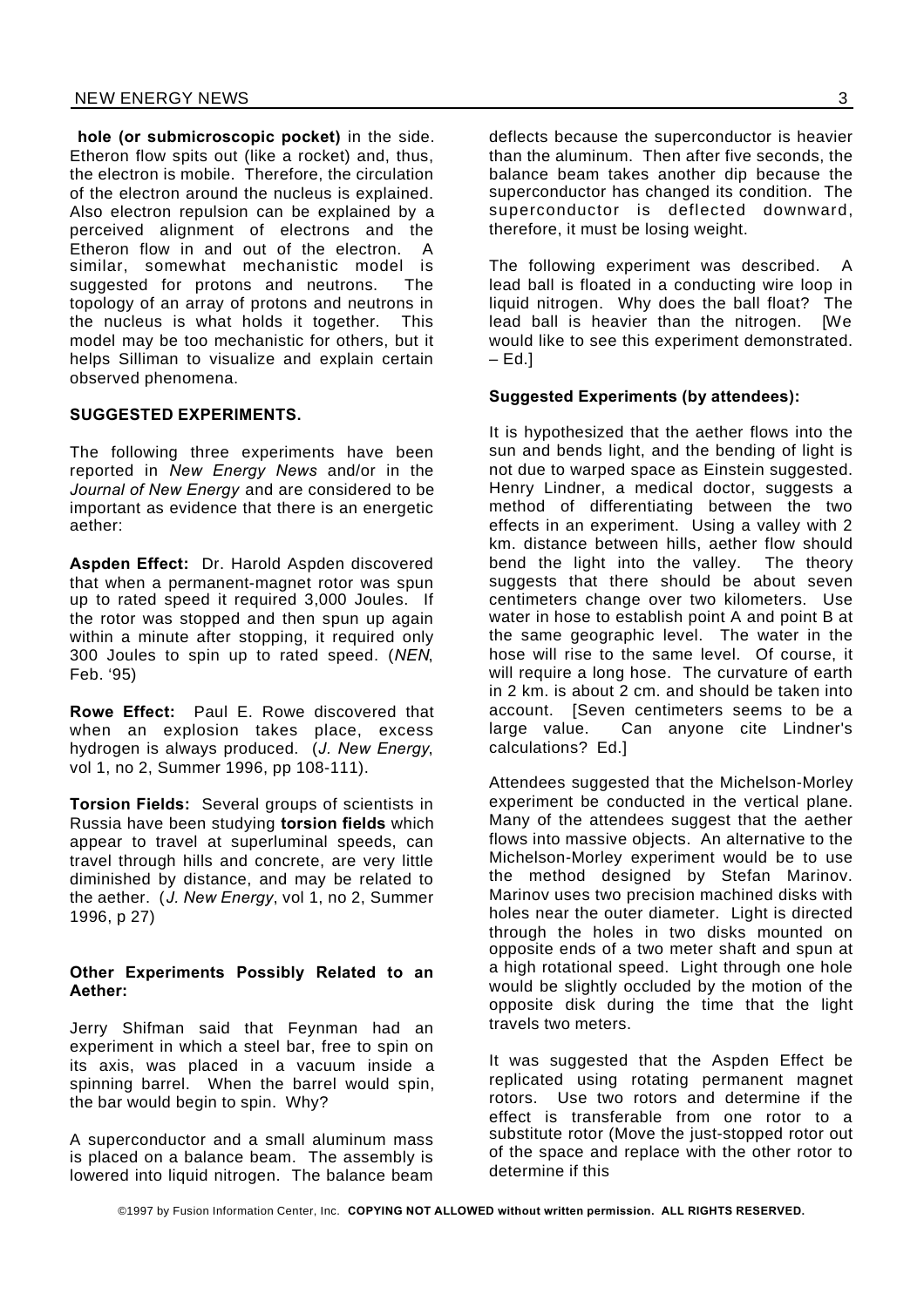**hole (or submicroscopic pocket)** in the side. Etheron flow spits out (like a rocket) and, thus, the electron is mobile. Therefore, the circulation of the electron around the nucleus is explained. Also electron repulsion can be explained by a perceived alignment of electrons and the Etheron flow in and out of the electron. A similar, somewhat mechanistic model is suggested for protons and neutrons. The topology of an array of protons and neutrons in the nucleus is what holds it together. This model may be too mechanistic for others, but it helps Silliman to visualize and explain certain observed phenomena.

### SUGGESTED EXPERIMENTS.

The following three experiments have been reported in *New Energy News* and/or in the *Journal of New Energy* and are considered to be important as evidence that there is an energetic aether:

**Aspden Effect:** Dr. Harold Aspden discovered that when a permanent-magnet rotor was spun up to rated speed it required 3,000 Joules. If the rotor was stopped and then spun up again within a minute after stopping, it required only 300 Joules to spin up to rated speed. (*NEN*, Feb. '95)

**Rowe Effect:** Paul E. Rowe discovered that when an explosion takes place, excess hydrogen is always produced. (*J. New Energy*, vol 1, no 2, Summer 1996, pp 108-111).

**Torsion Fields:** Several groups of scientists in Russia have been studying **torsion fields** which appear to travel at superluminal speeds, can travel through hills and concrete, are very little diminished by distance, and may be related to the aether. (*J. New Energy*, vol 1, no 2, Summer 1996, p 27)

#### Other Experiments Possibly Related to an Aether:

Jerry Shifman said that Feynman had an experiment in which a steel bar, free to spin on its axis, was placed in a vacuum inside a spinning barrel. When the barrel would spin, the bar would begin to spin. Why?

A superconductor and a small aluminum mass is placed on a balance beam. The assembly is lowered into liquid nitrogen. The balance beam deflects because the superconductor is heavier than the aluminum. Then after five seconds, the balance beam takes another dip because the superconductor has changed its condition. The superconductor is deflected downward, therefore, it must be losing weight.

The following experiment was described. A lead ball is floated in a conducting wire loop in liquid nitrogen. Why does the ball float? The lead ball is heavier than the nitrogen. [We would like to see this experiment demonstrated. – Ed.]

#### Suggested Experiments (by attendees):

It is hypothesized that the aether flows into the sun and bends light, and the bending of light is not due to warped space as Einstein suggested. Henry Lindner, a medical doctor, suggests a method of differentiating between the two effects in an experiment. Using a valley with 2 km. distance between hills, aether flow should bend the light into the valley. The theory suggests that there should be about seven centimeters change over two kilometers. Use water in hose to establish point A and point B at the same geographic level. The water in the hose will rise to the same level. Of course, it will require a long hose. The curvature of earth in 2 km. is about 2 cm. and should be taken into account. [Seven centimeters seems to be a large value. Can anyone cite Lindner's calculations? Ed.]

Attendees suggested that the Michelson-Morley experiment be conducted in the vertical plane. Many of the attendees suggest that the aether flows into massive objects. An alternative to the Michelson-Morley experiment would be to use the method designed by Stefan Marinov. Marinov uses two precision machined disks with holes near the outer diameter. Light is directed through the holes in two disks mounted on opposite ends of a two meter shaft and spun at a high rotational speed. Light through one hole would be slightly occluded by the motion of the opposite disk during the time that the light travels two meters.

It was suggested that the Aspden Effect be replicated using rotating permanent magnet rotors. Use two rotors and determine if the effect is transferable from one rotor to a substitute rotor (Move the just-stopped rotor out of the space and replace with the other rotor to determine if this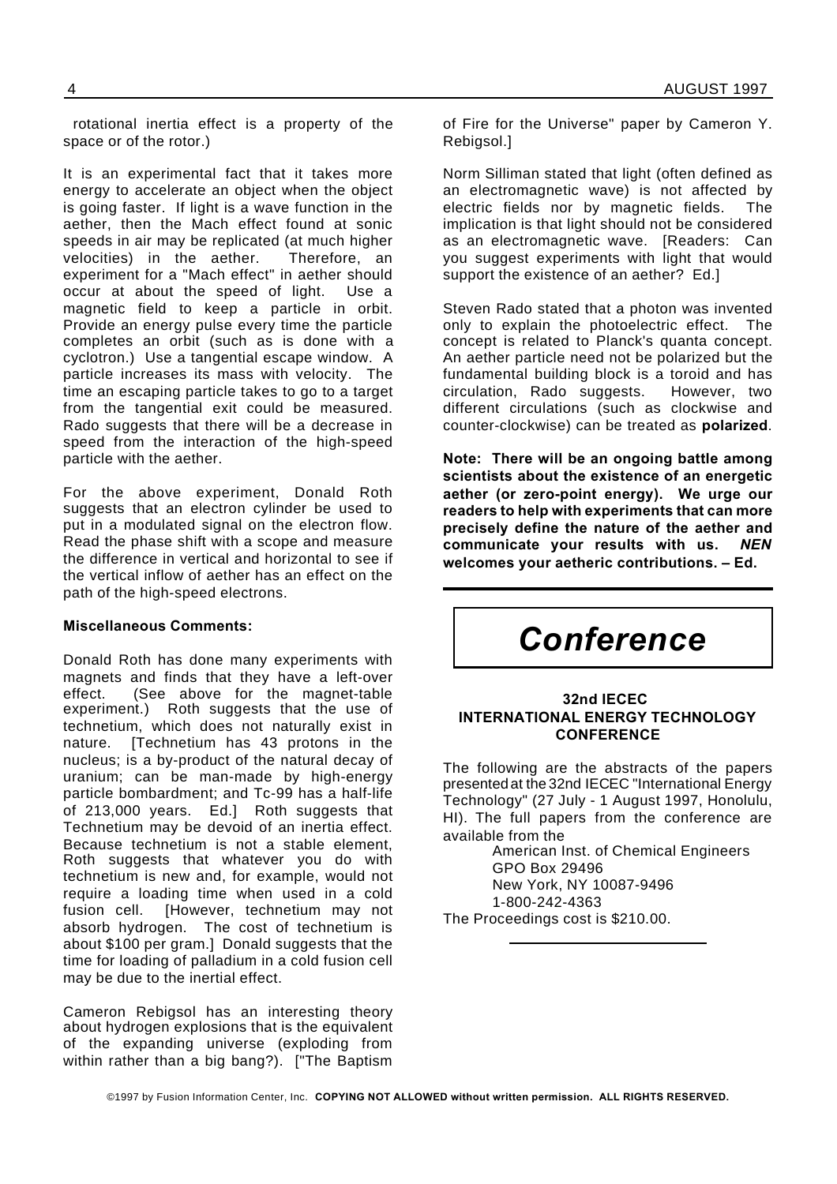rotational inertia effect is a property of the space or of the rotor.)

It is an experimental fact that it takes more energy to accelerate an object when the object is going faster. If light is a wave function in the aether, then the Mach effect found at sonic speeds in air may be replicated (at much higher velocities) in the aether. Therefore, an experiment for a "Mach effect" in aether should occur at about the speed of light. Use a magnetic field to keep a particle in orbit. Provide an energy pulse every time the particle completes an orbit (such as is done with a cyclotron.) Use a tangential escape window. A particle increases its mass with velocity. The time an escaping particle takes to go to a target from the tangential exit could be measured. Rado suggests that there will be a decrease in speed from the interaction of the high-speed particle with the aether.

For the above experiment, Donald Roth suggests that an electron cylinder be used to put in a modulated signal on the electron flow. Read the phase shift with a scope and measure the difference in vertical and horizontal to see if the vertical inflow of aether has an effect on the path of the high-speed electrons.

**Miscellaneous Comments:**

Donald Roth has done many experiments with magnets and finds that they have a left-over effect. (See above for the magnet-table experiment.) Roth suggests that the use of technetium, which does not naturally exist in nature. [Technetium has 43 protons in the nucleus; is a by-product of the natural decay of uranium; can be man-made by high-energy particle bombardment; and Tc-99 has a half-life of 213,000 years. Ed.] Roth suggests that Technetium may be devoid of an inertia effect. Because technetium is not a stable element, Roth suggests that whatever you do with technetium is new and, for example, would not require a loading time when used in a cold fusion cell. [However, technetium may not absorb hydrogen. The cost of technetium is about $100 per gram.] Donald suggests that the time for loading of palladium in a cold fusion cell may be due to the inertial effect.

Cameron Rebigsol has an interesting theory about hydrogen explosions that is the equivalent of the expanding universe (exploding from within rather than a big bang?). ["The Baptism of Fire for the Universe" paper by Cameron Y. Rebigsol.]

Norm Silliman stated that light (often defined as an electromagnetic wave) is not affected by electric fields nor by magnetic fields. The implication is that light should not be considered as an electromagnetic wave. [Readers: Can you suggest experiments with light that would support the existence of an aether? Ed.]

Steven Rado stated that a photon was invented only to explain the photoelectric effect. The concept is related to Planck's quanta concept. An aether particle need not be polarized but the fundamental building block is a toroid and has circulation, Rado suggests. However, two different circulations (such as clockwise and counter-clockwise) can be treated as **polarized**.

**Note: There will be an ongoing battle among scientists about the existence of an energetic aether (or zero-point energy). We urge our readers to help with experiments that can more precisely define the nature of the aether and communicate your results with us. *NEN* welcomes your aetheric contributions. – Ed.**

# *Conference*

### 32nd IECEC INTERNATIONAL ENERGY TECHNOLOGY CONFERENCE

The following are the abstracts of the papers presented at the 32nd IECEC "International Energy Technology" (27 July - 1 August 1997, Honolulu, HI). The full papers from the conference are available from the

American Inst. of Chemical Engineers
GPO Box 29496
New York, NY 10087-9496
1-800-242-4363

The Proceedings cost is $210.00.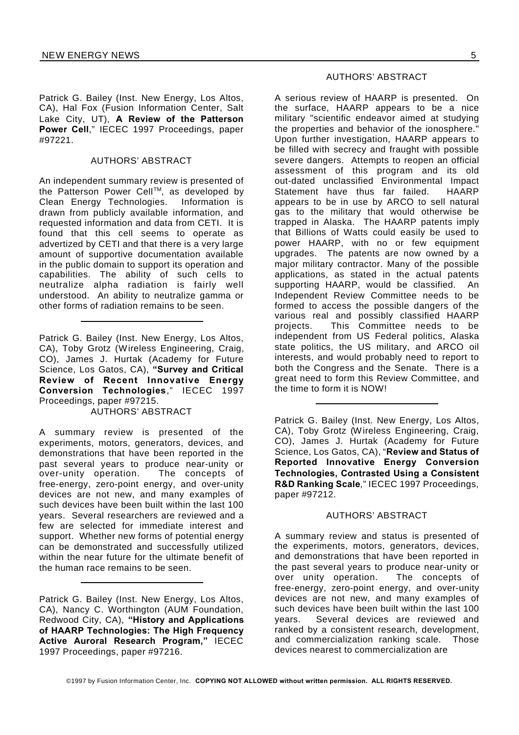Patrick G. Bailey (Inst. New Energy, Los Altos, CA), Hal Fox (Fusion Information Center, Salt Lake City, UT), **A Review of the Patterson Power Cell**," IECEC 1997 Proceedings, paper #97221.

AUTHORS' ABSTRACT

An independent summary review is presented of the Patterson Power Cell™, as developed by Clean Energy Technologies. Information is drawn from publicly available information, and requested information and data from CETI. It is found that this cell seems to operate as advertized by CETI and that there is a very large amount of supportive documentation available in the public domain to support its operation and capabilities. The ability of such cells to neutralize alpha radiation is fairly well understood. An ability to neutralize gamma or other forms of radiation remains to be seen.

---

Patrick G. Bailey (Inst. New Energy, Los Altos, CA), Toby Grotz (Wireless Engineering, Craig, CO), James J. Hurtak (Academy for Future Science, Los Gatos, CA), **"Survey and Critical Review of Recent Innovative Energy Conversion Technologies**," IECEC 1997 Proceedings, paper #97215.

AUTHORS' ABSTRACT

A summary review is presented of the experiments, motors, generators, devices, and demonstrations that have been reported in the past several years to produce near-unity or over-unity operation. The concepts of free-energy, zero-point energy, and over-unity devices are not new, and many examples of such devices have been built within the last 100 years. Several researchers are reviewed and a few are selected for immediate interest and support. Whether new forms of potential energy can be demonstrated and successfully utilized within the near future for the ultimate benefit of the human race remains to be seen.

---

Patrick G. Bailey (Inst. New Energy, Los Altos, CA), Nancy C. Worthington (AUM Foundation, Redwood City, CA), **"History and Applications of HAARP Technologies: The High Frequency Active Auroral Research Program,"** IECEC 1997 Proceedings, paper #97216.

AUTHORS' ABSTRACT

A serious review of HAARP is presented. On the surface, HAARP appears to be a nice military "scientific endeavor aimed at studying the properties and behavior of the ionosphere." Upon further investigation, HAARP appears to be filled with secrecy and fraught with possible severe dangers. Attempts to reopen an official assessment of this program and its old out-dated unclassified Environmental Impact Statement have thus far failed. HAARP appears to be in use by ARCO to sell natural gas to the military that would otherwise be trapped in Alaska. The HAARP patents imply that Billions of Watts could easily be used to power HAARP, with no or few equipment upgrades. The patents are now owned by a major military contractor. Many of the possible applications, as stated in the actual patents supporting HAARP, would be classified. An Independent Review Committee needs to be formed to access the possible dangers of the various real and possibly classified HAARP projects. This Committee needs to be independent from US Federal politics, Alaska state politics, the US military, and ARCO oil interests, and would probably need to report to both the Congress and the Senate. There is a great need to form this Review Committee, and the time to form it is NOW!

---

Patrick G. Bailey (Inst. New Energy, Los Altos, CA), Toby Grotz (Wireless Engineering, Craig, CO), James J. Hurtak (Academy for Future Science, Los Gatos, CA), "**Review and Status of Reported Innovative Energy Conversion Technologies, Contrasted Using a Consistent R&D Ranking Scale**," IECEC 1997 Proceedings, paper #97212.

AUTHORS' ABSTRACT

A summary review and status is presented of the experiments, motors, generators, devices, and demonstrations that have been reported in the past several years to produce near-unity or over unity operation. The concepts of free-energy, zero-point energy, and over-unity devices are not new, and many examples of such devices have been built within the last 100 years. Several devices are reviewed and ranked by a consistent research, development, and commercialization ranking scale. Those devices nearest to commercialization are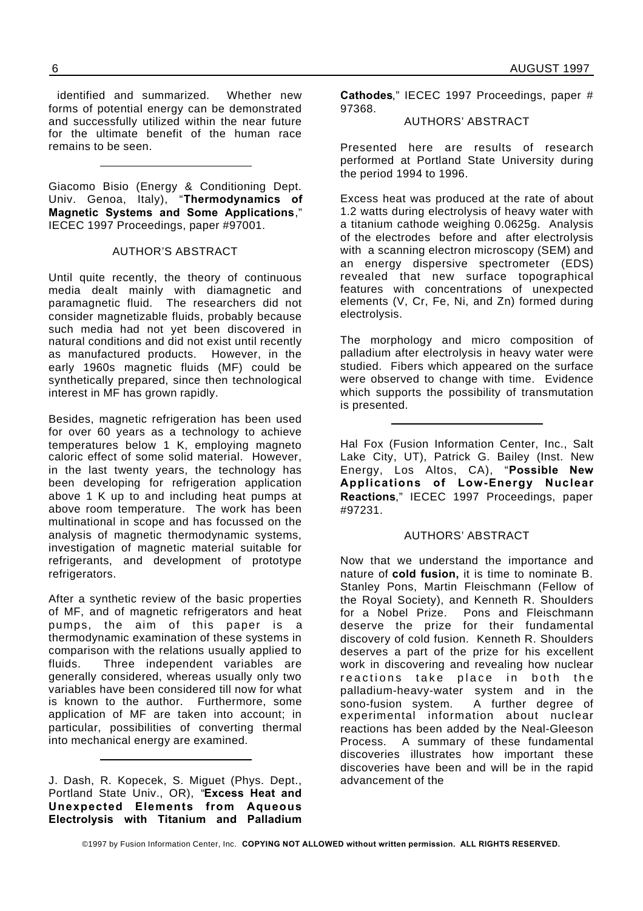identified and summarized. Whether new forms of potential energy can be demonstrated and successfully utilized within the near future for the ultimate benefit of the human race remains to be seen.

---

Giacomo Bisio (Energy & Conditioning Dept. Univ. Genoa, Italy), "**Thermodynamics of Magnetic Systems and Some Applications**," IECEC 1997 Proceedings, paper #97001.

AUTHOR'S ABSTRACT

Until quite recently, the theory of continuous media dealt mainly with diamagnetic and paramagnetic fluid. The researchers did not consider magnetizable fluids, probably because such media had not yet been discovered in natural conditions and did not exist until recently as manufactured products. However, in the early 1960s magnetic fluids (MF) could be synthetically prepared, since then technological interest in MF has grown rapidly.

Besides, magnetic refrigeration has been used for over 60 years as a technology to achieve temperatures below 1 K, employing magneto caloric effect of some solid material. However, in the last twenty years, the technology has been developing for refrigeration application above 1 K up to and including heat pumps at above room temperature. The work has been multinational in scope and has focussed on the analysis of magnetic thermodynamic systems, investigation of magnetic material suitable for refrigerants, and development of prototype refrigerators.

After a synthetic review of the basic properties of MF, and of magnetic refrigerators and heat pumps, the aim of this paper is a thermodynamic examination of these systems in comparison with the relations usually applied to fluids. Three independent variables are generally considered, whereas usually only two variables have been considered till now for what is known to the author. Furthermore, some application of MF are taken into account; in particular, possibilities of converting thermal into mechanical energy are examined.

---

J. Dash, R. Kopecek, S. Miguet (Phys. Dept., Portland State Univ., OR), "**Excess Heat and Unexpected Elements from Aqueous Electrolysis with Titanium and Palladium Cathodes**," IECEC 1997 Proceedings, paper # 97368.

AUTHORS' ABSTRACT

Presented here are results of research performed at Portland State University during the period 1994 to 1996.

Excess heat was produced at the rate of about 1.2 watts during electrolysis of heavy water with a titanium cathode weighing 0.0625g. Analysis of the electrodes before and after electrolysis with a scanning electron microscopy (SEM) and an energy dispersive spectrometer (EDS) revealed that new surface topographical features with concentrations of unexpected elements (V, Cr, Fe, Ni, and Zn) formed during electrolysis.

The morphology and micro composition of palladium after electrolysis in heavy water were studied. Fibers which appeared on the surface were observed to change with time. Evidence which supports the possibility of transmutation is presented.

---

Hal Fox (Fusion Information Center, Inc., Salt Lake City, UT), Patrick G. Bailey (Inst. New Energy, Los Altos, CA), "**Possible New Applications of Low-Energy Nuclear Reactions**," IECEC 1997 Proceedings, paper #97231.

AUTHORS' ABSTRACT

Now that we understand the importance and nature of **cold fusion,** it is time to nominate B. Stanley Pons, Martin Fleischmann (Fellow of the Royal Society), and Kenneth R. Shoulders for a Nobel Prize. Pons and Fleischmann deserve the prize for their fundamental discovery of cold fusion. Kenneth R. Shoulders deserves a part of the prize for his excellent work in discovering and revealing how nuclear reactions take place in both the palladium-heavy-water system and in the sono-fusion system. A further degree of experimental information about nuclear reactions has been added by the Neal-Gleeson Process. A summary of these fundamental discoveries illustrates how important these discoveries have been and will be in the rapid advancement of the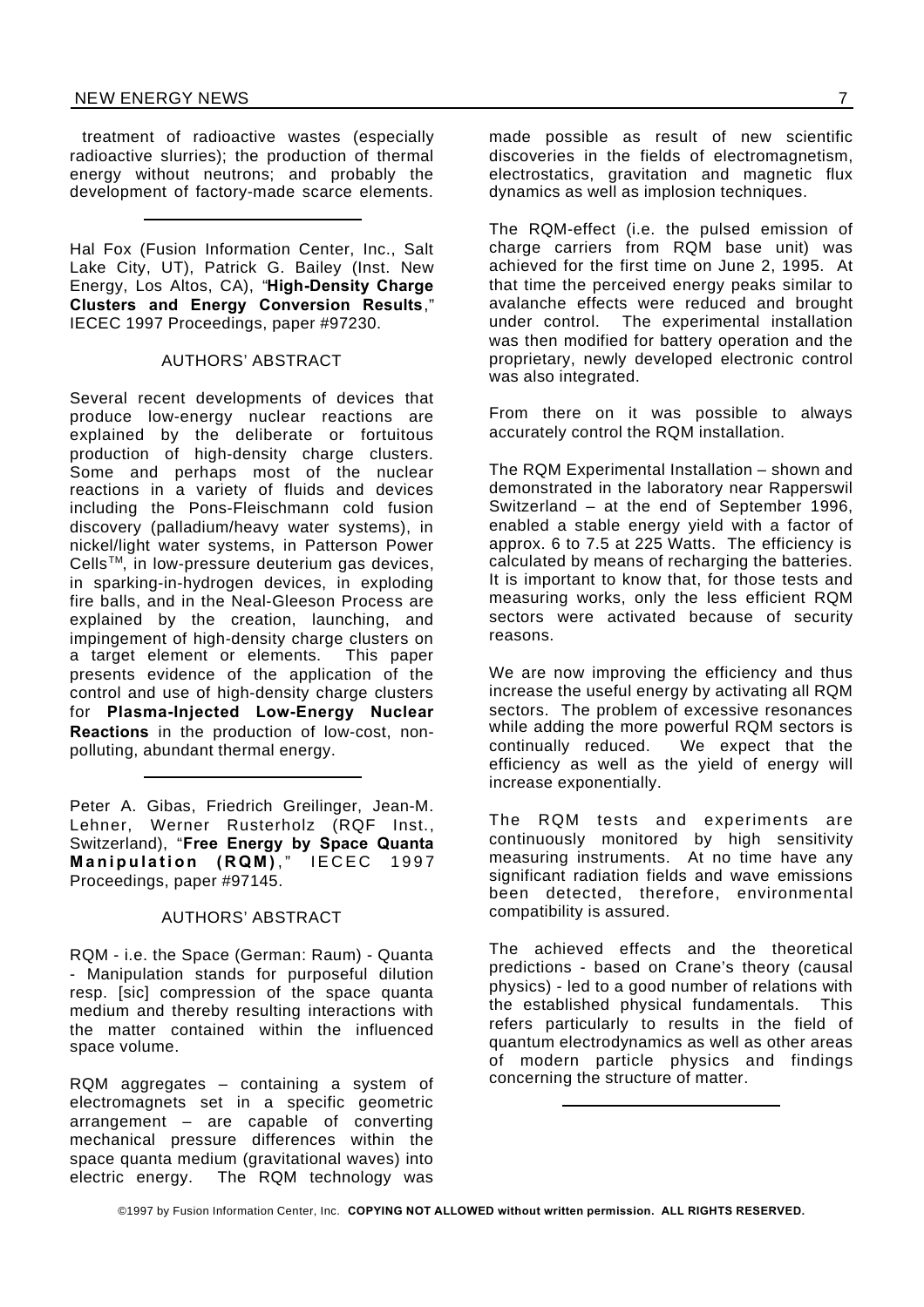treatment of radioactive wastes (especially radioactive slurries); the production of thermal energy without neutrons; and probably the development of factory-made scarce elements.

---

Hal Fox (Fusion Information Center, Inc., Salt Lake City, UT), Patrick G. Bailey (Inst. New Energy, Los Altos, CA), "**High-Density Charge Clusters and Energy Conversion Results**," IECEC 1997 Proceedings, paper #97230.

AUTHORS' ABSTRACT

Several recent developments of devices that produce low-energy nuclear reactions are explained by the deliberate or fortuitous production of high-density charge clusters. Some and perhaps most of the nuclear reactions in a variety of fluids and devices including the Pons-Fleischmann cold fusion discovery (palladium/heavy water systems), in nickel/light water systems, in Patterson Power Cells™, in low-pressure deuterium gas devices, in sparking-in-hydrogen devices, in exploding fire balls, and in the Neal-Gleeson Process are explained by the creation, launching, and impingement of high-density charge clusters on a target element or elements. This paper presents evidence of the application of the control and use of high-density charge clusters for **Plasma-Injected Low-Energy Nuclear Reactions** in the production of low-cost, non-polluting, abundant thermal energy.

---

Peter A. Gibas, Friedrich Greilinger, Jean-M. Lehner, Werner Rusterholz (RQF Inst., Switzerland), "**Free Energy by Space Quanta Manipulation (RQM)**," IECEC 1997 Proceedings, paper #97145.

AUTHORS' ABSTRACT

RQM - i.e. the Space (German: Raum) - Quanta - Manipulation stands for purposeful dilution resp. [sic] compression of the space quanta medium and thereby resulting interactions with the matter contained within the influenced space volume.

RQM aggregates – containing a system of electromagnets set in a specific geometric arrangement – are capable of converting mechanical pressure differences within the space quanta medium (gravitational waves) into electric energy. The RQM technology was made possible as result of new scientific discoveries in the fields of electromagnetism, electrostatics, gravitation and magnetic flux dynamics as well as implosion techniques.

The RQM-effect (i.e. the pulsed emission of charge carriers from RQM base unit) was achieved for the first time on June 2, 1995. At that time the perceived energy peaks similar to avalanche effects were reduced and brought under control. The experimental installation was then modified for battery operation and the proprietary, newly developed electronic control was also integrated.

From there on it was possible to always accurately control the RQM installation.

The RQM Experimental Installation – shown and demonstrated in the laboratory near Rapperswil Switzerland – at the end of September 1996, enabled a stable energy yield with a factor of approx. 6 to 7.5 at 225 Watts. The efficiency is calculated by means of recharging the batteries. It is important to know that, for those tests and measuring works, only the less efficient RQM sectors were activated because of security reasons.

We are now improving the efficiency and thus increase the useful energy by activating all RQM sectors. The problem of excessive resonances while adding the more powerful RQM sectors is continually reduced. We expect that the efficiency as well as the yield of energy will increase exponentially.

The RQM tests and experiments are continuously monitored by high sensitivity measuring instruments. At no time have any significant radiation fields and wave emissions been detected, therefore, environmental compatibility is assured.

The achieved effects and the theoretical predictions - based on Crane's theory (causal physics) - led to a good number of relations with the established physical fundamentals. This refers particularly to results in the field of quantum electrodynamics as well as other areas of modern particle physics and findings concerning the structure of matter.

---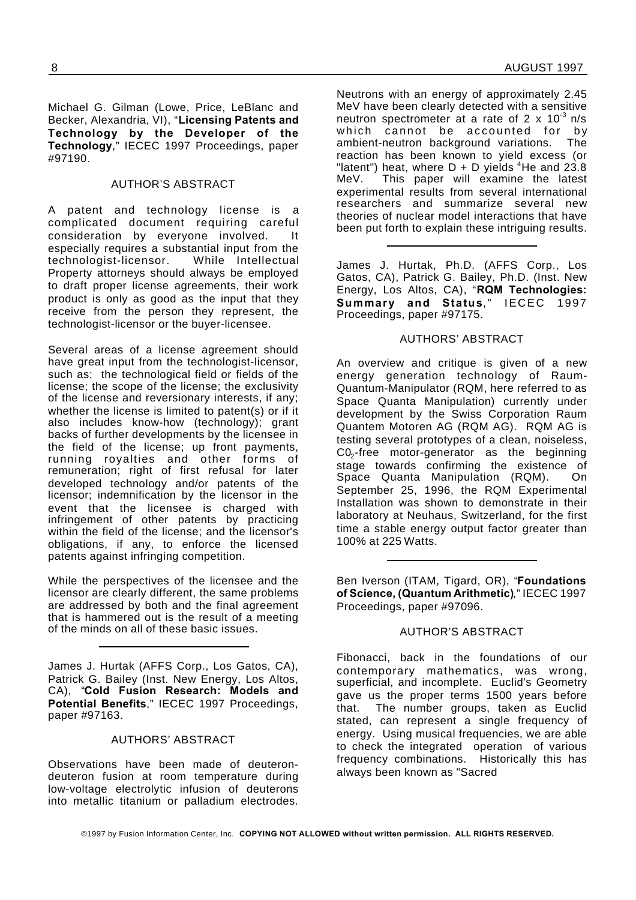Michael G. Gilman (Lowe, Price, LeBlanc and Becker, Alexandria, VI), "**Licensing Patents and Technology by the Developer of the Technology**," IECEC 1997 Proceedings, paper #97190.

AUTHOR'S ABSTRACT

A patent and technology license is a complicated document requiring careful consideration by everyone involved. It especially requires a substantial input from the technologist-licensor. While Intellectual Property attorneys should always be employed to draft proper license agreements, their work product is only as good as the input that they receive from the person they represent, the technologist-licensor or the buyer-licensee.

Several areas of a license agreement should have great input from the technologist-licensor, such as: the technological field or fields of the license; the scope of the license; the exclusivity of the license and reversionary interests, if any; whether the license is limited to patent(s) or if it also includes know-how (technology); grant backs of further developments by the licensee in the field of the license; up front payments, running royalties and other forms of remuneration; right of first refusal for later developed technology and/or patents of the licensor; indemnification by the licensor in the event that the licensee is charged with infringement of other patents by practicing within the field of the license; and the licensor's obligations, if any, to enforce the licensed patents against infringing competition.

While the perspectives of the licensee and the licensor are clearly different, the same problems are addressed by both and the final agreement that is hammered out is the result of a meeting of the minds on all of these basic issues.

---

James J. Hurtak (AFFS Corp., Los Gatos, CA), Patrick G. Bailey (Inst. New Energy, Los Altos, CA), "**Cold Fusion Research: Models and Potential Benefits**," IECEC 1997 Proceedings, paper #97163.

AUTHORS' ABSTRACT

Observations have been made of deuteron-deuteron fusion at room temperature during low-voltage electrolytic infusion of deuterons into metallic titanium or palladium electrodes. Neutrons with an energy of approximately 2.45 MeV have been clearly detected with a sensitive neutron spectrometer at a rate of $2 \times 10^{-3}$ n/s which cannot be accounted for by ambient-neutron background variations. The reaction has been known to yield excess (or "latent") heat, where D + D yields $^4$He and 23.8 MeV. This paper will examine the latest experimental results from several international researchers and summarize several new theories of nuclear model interactions that have been put forth to explain these intriguing results.

---

James J. Hurtak, Ph.D. (AFFS Corp., Los Gatos, CA), Patrick G. Bailey, Ph.D. (Inst. New Energy, Los Altos, CA), "**RQM Technologies: Summary and Status**," IECEC 1997 Proceedings, paper #97175.

AUTHORS' ABSTRACT

An overview and critique is given of a new energy generation technology of Raum-Quantum-Manipulator (RQM, here referred to as Space Quanta Manipulation) currently under development by the Swiss Corporation Raum Quantem Motoren AG (RQM AG). RQM AG is testing several prototypes of a clean, noiseless, $C0_2$-free motor-generator as the beginning stage towards confirming the existence of Space Quanta Manipulation (RQM). On September 25, 1996, the RQM Experimental Installation was shown to demonstrate in their laboratory at Neuhaus, Switzerland, for the first time a stable energy output factor greater than 100% at 225 Watts.

---

Ben Iverson (ITAM, Tigard, OR), "**Foundations of Science, (Quantum Arithmetic)**," IECEC 1997 Proceedings, paper #97096.

AUTHOR'S ABSTRACT

Fibonacci, back in the foundations of our contemporary mathematics, was wrong, superficial, and incomplete. Euclid's Geometry gave us the proper terms 1500 years before that. The number groups, taken as Euclid stated, can represent a single frequency of energy. Using musical frequencies, we are able to check the integrated operation of various frequency combinations. Historically this has always been known as "Sacred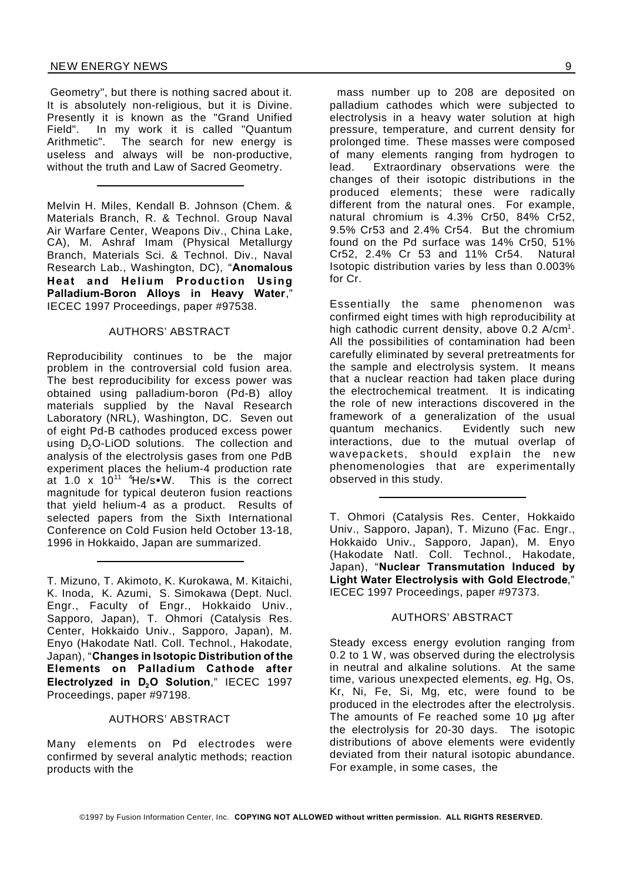Geometry", but there is nothing sacred about it. It is absolutely non-religious, but it is Divine. Presently it is known as the "Grand Unified Field". In my work it is called "Quantum Arithmetic". The search for new energy is useless and always will be non-productive, without the truth and Law of Sacred Geometry.

---

Melvin H. Miles, Kendall B. Johnson (Chem. & Materials Branch, R. & Technol. Group Naval Air Warfare Center, Weapons Div., China Lake, CA), M. Ashraf Imam (Physical Metallurgy Branch, Materials Sci. & Technol. Div., Naval Research Lab., Washington, DC), "**Anomalous Heat and Helium Production Using Palladium-Boron Alloys in Heavy Water**," IECEC 1997 Proceedings, paper #97538.

AUTHORS' ABSTRACT

Reproducibility continues to be the major problem in the controversial cold fusion area. The best reproducibility for excess power was obtained using palladium-boron (Pd-B) alloy materials supplied by the Naval Research Laboratory (NRL), Washington, DC. Seven out of eight Pd-B cathodes produced excess power using $D_2O$-LiOD solutions. The collection and analysis of the electrolysis gases from one PdB experiment places the helium-4 production rate at $1.0 \times 10^{11}$ $^4$He/s•W. This is the correct magnitude for typical deuteron fusion reactions that yield helium-4 as a product. Results of selected papers from the Sixth International Conference on Cold Fusion held October 13-18, 1996 in Hokkaido, Japan are summarized.

---

T. Mizuno, T. Akimoto, K. Kurokawa, M. Kitaichi, K. Inoda, K. Azumi, S. Simokawa (Dept. Nucl. Engr., Faculty of Engr., Hokkaido Univ., Sapporo, Japan), T. Ohmori (Catalysis Res. Center, Hokkaido Univ., Sapporo, Japan), M. Enyo (Hakodate Natl. Coll. Technol., Hakodate, Japan), "**Changes in Isotopic Distribution of the Elements on Palladium Cathode after Electrolyzed in $D_2O$ Solution**," IECEC 1997 Proceedings, paper #97198.

AUTHORS' ABSTRACT

Many elements on Pd electrodes were confirmed by several analytic methods; reaction products with the mass number up to 208 are deposited on palladium cathodes which were subjected to electrolysis in a heavy water solution at high pressure, temperature, and current density for prolonged time. These masses were composed of many elements ranging from hydrogen to lead. Extraordinary observations were the changes of their isotopic distributions in the produced elements; these were radically different from the natural ones. For example, natural chromium is 4.3% Cr50, 84% Cr52, 9.5% Cr53 and 2.4% Cr54. But the chromium found on the Pd surface was 14% Cr50, 51% Cr52, 2.4% Cr 53 and 11% Cr54. Natural Isotopic distribution varies by less than 0.003% for Cr.

Essentially the same phenomenon was confirmed eight times with high reproducibility at high cathodic current density, above 0.2 A/cm[1]. All the possibilities of contamination had been carefully eliminated by several pretreatments for the sample and electrolysis system. It means that a nuclear reaction had taken place during the electrochemical treatment. It is indicating the role of new interactions discovered in the framework of a generalization of the usual quantum mechanics. Evidently such new interactions, due to the mutual overlap of wavepackets, should explain the new phenomenologies that are experimentally observed in this study.

---

T. Ohmori (Catalysis Res. Center, Hokkaido Univ., Sapporo, Japan), T. Mizuno (Fac. Engr., Hokkaido Univ., Sapporo, Japan), M. Enyo (Hakodate Natl. Coll. Technol., Hakodate, Japan), "**Nuclear Transmutation Induced by Light Water Electrolysis with Gold Electrode**," IECEC 1997 Proceedings, paper #97373.

AUTHORS' ABSTRACT

Steady excess energy evolution ranging from 0.2 to 1 W, was observed during the electrolysis in neutral and alkaline solutions. At the same time, various unexpected elements, *eg.* Hg, Os, Kr, Ni, Fe, Si, Mg, etc, were found to be produced in the electrodes after the electrolysis. The amounts of Fe reached some 10 µg after the electrolysis for 20-30 days. The isotopic distributions of above elements were evidently deviated from their natural isotopic abundance. For example, in some cases, the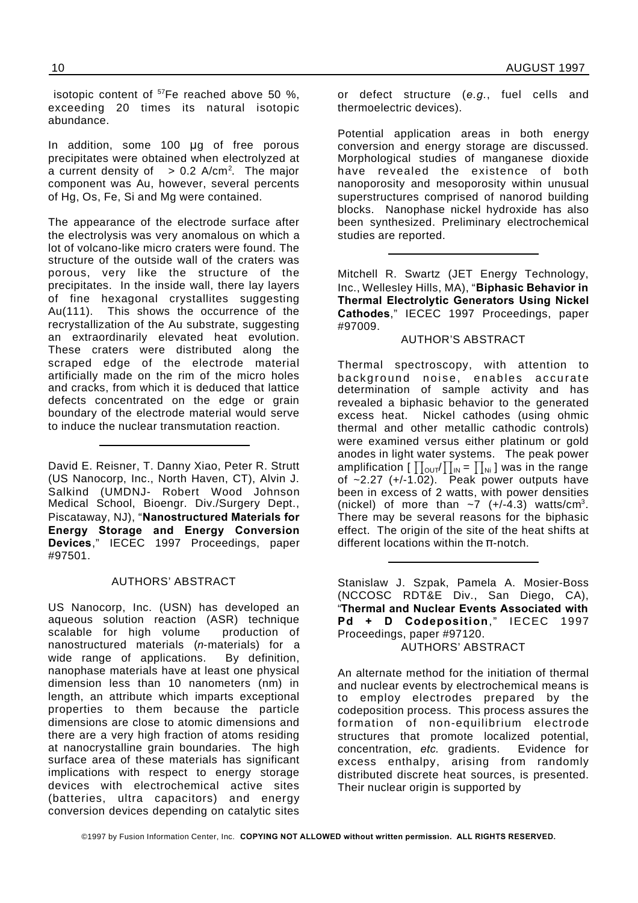isotopic content of $^{57}Fe$ reached above 50 %, exceeding 20 times its natural isotopic abundance.

In addition, some 100 µg of free porous precipitates were obtained when electrolyzed at a current density of > 0.2 A/cm$^2$. The major component was Au, however, several percents of Hg, Os, Fe, Si and Mg were contained.

The appearance of the electrode surface after the electrolysis was very anomalous on which a lot of volcano-like micro craters were found. The structure of the outside wall of the craters was porous, very like the structure of the precipitates. In the inside wall, there lay layers of fine hexagonal crystallites suggesting Au(111). This shows the occurrence of the recrystallization of the Au substrate, suggesting an extraordinarily elevated heat evolution. These craters were distributed along the scraped edge of the electrode material artificially made on the rim of the micro holes and cracks, from which it is deduced that lattice defects concentrated on the edge or grain boundary of the electrode material would serve to induce the nuclear transmutation reaction.

---

David E. Reisner, T. Danny Xiao, Peter R. Strutt (US Nanocorp, Inc., North Haven, CT), Alvin J. Salkind (UMDNJ- Robert Wood Johnson Medical School, Bioengr. Div./Surgery Dept., Piscataway, NJ), "**Nanostructured Materials for Energy Storage and Energy Conversion Devices**," IECEC 1997 Proceedings, paper #97501.

AUTHORS' ABSTRACT

US Nanocorp, Inc. (USN) has developed an aqueous solution reaction (ASR) technique scalable for high volume production of nanostructured materials (*n*-materials) for a wide range of applications. By definition, nanophase materials have at least one physical dimension less than 10 nanometers (nm) in length, an attribute which imparts exceptional properties to them because the particle dimensions are close to atomic dimensions and there are a very high fraction of atoms residing at nanocrystalline grain boundaries. The high surface area of these materials has significant implications with respect to energy storage devices with electrochemical active sites (batteries, ultra capacitors) and energy conversion devices depending on catalytic sites or defect structure (*e.g.*, fuel cells and thermoelectric devices).

Potential application areas in both energy conversion and energy storage are discussed. Morphological studies of manganese dioxide have revealed the existence of both nanoporosity and mesoporosity within unusual superstructures comprised of nanorod building blocks. Nanophase nickel hydroxide has also been synthesized. Preliminary electrochemical studies are reported.

---

Mitchell R. Swartz (JET Energy Technology, Inc., Wellesley Hills, MA), "**Biphasic Behavior in Thermal Electrolytic Generators Using Nickel Cathodes**," IECEC 1997 Proceedings, paper #97009.

AUTHOR'S ABSTRACT

Thermal spectroscopy, with attention to background noise, enables accurate determination of sample activity and has revealed a biphasic behavior to the generated excess heat. Nickel cathodes (using ohmic thermal and other metallic cathodic controls) were examined versus either platinum or gold anodes in light water systems. The peak power amplification [ $\prod_{OUT}/\prod_{IN} = \prod_{Ni}$ ] was in the range of ~2.27 (+/-1.02). Peak power outputs have been in excess of 2 watts, with power densities (nickel) of more than ~7 (+/-4.3) watts/cm$^3$. There may be several reasons for the biphasic effect. The origin of the site of the heat shifts at different locations within the π-notch.

---

Stanislaw J. Szpak, Pamela A. Mosier-Boss (NCCOSC RDT&E Div., San Diego, CA), "**Thermal and Nuclear Events Associated with Pd + D Codeposition**," IECEC 1997 Proceedings, paper #97120.

AUTHORS' ABSTRACT

An alternate method for the initiation of thermal and nuclear events by electrochemical means is to employ electrodes prepared by the codeposition process. This process assures the formation of non-equilibrium electrode structures that promote localized potential, concentration, *etc.* gradients. Evidence for excess enthalpy, arising from randomly distributed discrete heat sources, is presented. Their nuclear origin is supported by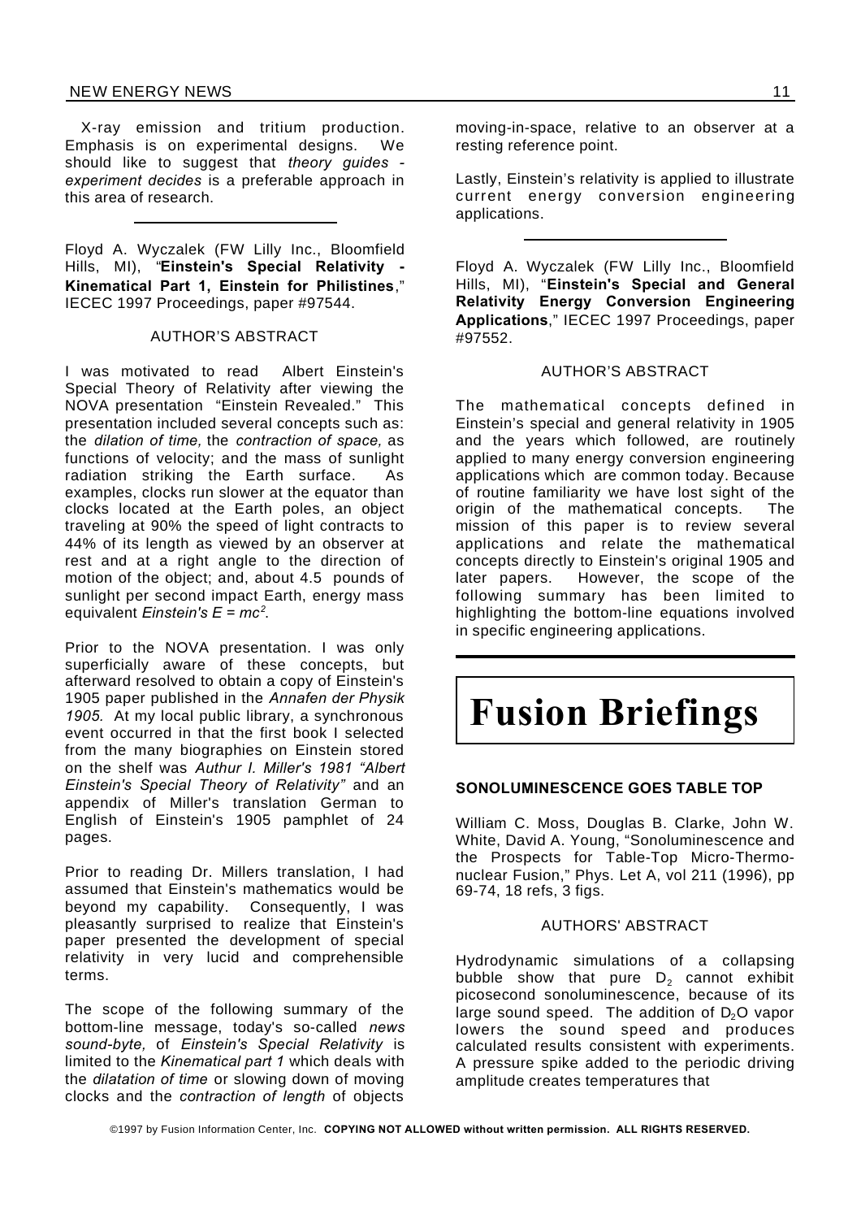X-ray emission and tritium production. Emphasis is on experimental designs. We should like to suggest that *theory guides - experiment decides* is a preferable approach in this area of research.

---

Floyd A. Wyczalek (FW Lilly Inc., Bloomfield Hills, MI), "**Einstein's Special Relativity - Kinematical Part 1, Einstein for Philistines**," IECEC 1997 Proceedings, paper #97544.

AUTHOR'S ABSTRACT

I was motivated to read Albert Einstein's Special Theory of Relativity after viewing the NOVA presentation "Einstein Revealed." This presentation included several concepts such as: the *dilation of time,* the *contraction of space,* as functions of velocity; and the mass of sunlight radiation striking the Earth surface. As examples, clocks run slower at the equator than clocks located at the Earth poles, an object traveling at 90% the speed of light contracts to 44% of its length as viewed by an observer at rest and at a right angle to the direction of motion of the object; and, about 4.5 pounds of sunlight per second impact Earth, energy mass equivalent *Einstein's* $E = mc^2$.

Prior to the NOVA presentation. I was only superficially aware of these concepts, but afterward resolved to obtain a copy of Einstein's 1905 paper published in the *Annafen der Physik 1905.* At my local public library, a synchronous event occurred in that the first book I selected from the many biographies on Einstein stored on the shelf was *Authur I. Miller's 1981 "Albert Einstein's Special Theory of Relativity"* and an appendix of Miller's translation German to English of Einstein's 1905 pamphlet of 24 pages.

Prior to reading Dr. Millers translation, I had assumed that Einstein's mathematics would be beyond my capability. Consequently, I was pleasantly surprised to realize that Einstein's paper presented the development of special relativity in very lucid and comprehensible terms.

The scope of the following summary of the bottom-line message, today's so-called *news sound-byte,* of *Einstein's Special Relativity* is limited to the *Kinematical part 1* which deals with the *dilatation of time* or slowing down of moving clocks and the *contraction of length* of objects moving-in-space, relative to an observer at a resting reference point.

Lastly, Einstein's relativity is applied to illustrate current energy conversion engineering applications.

---

Floyd A. Wyczalek (FW Lilly Inc., Bloomfield Hills, MI), "**Einstein's Special and General Relativity Energy Conversion Engineering Applications**," IECEC 1997 Proceedings, paper #97552.

AUTHOR'S ABSTRACT

The mathematical concepts defined in Einstein's special and general relativity in 1905 and the years which followed, are routinely applied to many energy conversion engineering applications which are common today. Because of routine familiarity we have lost sight of the origin of the mathematical concepts. The mission of this paper is to review several applications and relate the mathematical concepts directly to Einstein's original 1905 and later papers. However, the scope of the following summary has been limited to highlighting the bottom-line equations involved in specific engineering applications.

# Fusion Briefings

### SONOLUMINESCENCE GOES TABLE TOP

William C. Moss, Douglas B. Clarke, John W. White, David A. Young, "Sonoluminescence and the Prospects for Table-Top Micro-Thermonuclear Fusion," Phys. Let A, vol 211 (1996), pp 69-74, 18 refs, 3 figs.

AUTHORS' ABSTRACT

Hydrodynamic simulations of a collapsing bubble show that pure $D_2$ cannot exhibit picosecond sonoluminescence, because of its large sound speed. The addition of $D_2O$ vapor lowers the sound speed and produces calculated results consistent with experiments. A pressure spike added to the periodic driving amplitude creates temperatures that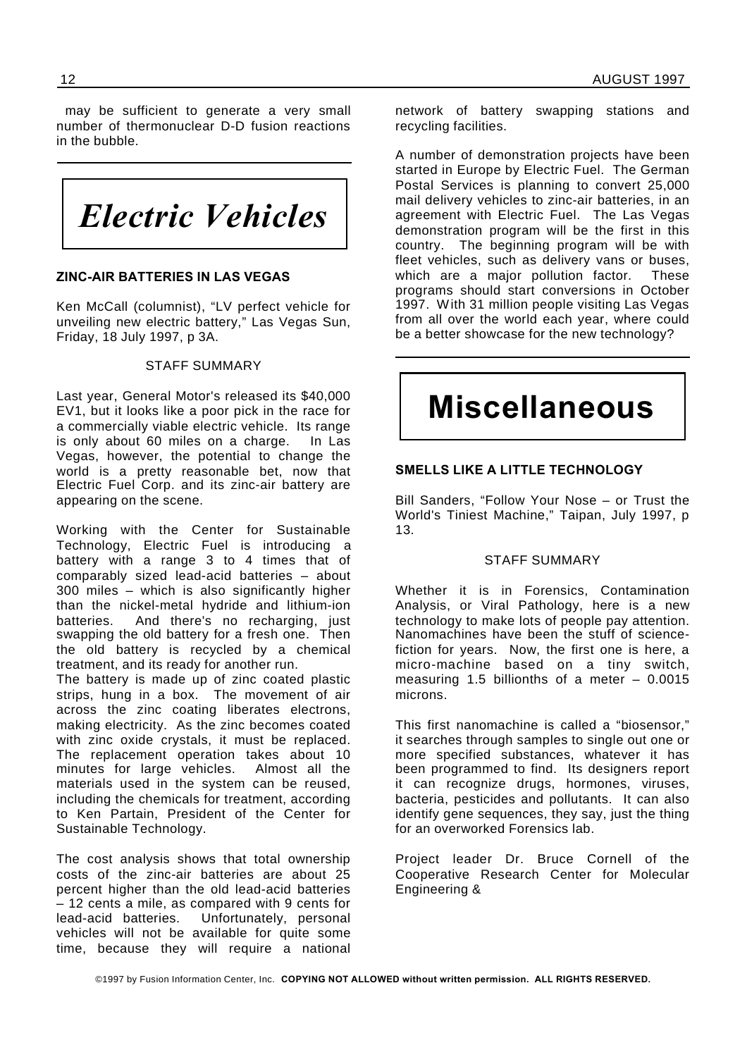may be sufficient to generate a very small number of thermonuclear D-D fusion reactions in the bubble.

# *Electric Vehicles*

### ZINC-AIR BATTERIES IN LAS VEGAS

Ken McCall (columnist), "LV perfect vehicle for unveiling new electric battery," Las Vegas Sun, Friday, 18 July 1997, p 3A.

STAFF SUMMARY

Last year, General Motor's released its $40,000 EV1, but it looks like a poor pick in the race for a commercially viable electric vehicle. Its range is only about 60 miles on a charge. In Las Vegas, however, the potential to change the world is a pretty reasonable bet, now that Electric Fuel Corp. and its zinc-air battery are appearing on the scene.

Working with the Center for Sustainable Technology, Electric Fuel is introducing a battery with a range 3 to 4 times that of comparably sized lead-acid batteries – about 300 miles – which is also significantly higher than the nickel-metal hydride and lithium-ion batteries. And there's no recharging, just swapping the old battery for a fresh one. Then the old battery is recycled by a chemical treatment, and its ready for another run.

The battery is made up of zinc coated plastic strips, hung in a box. The movement of air across the zinc coating liberates electrons, making electricity. As the zinc becomes coated with zinc oxide crystals, it must be replaced. The replacement operation takes about 10 minutes for large vehicles. Almost all the materials used in the system can be reused, including the chemicals for treatment, according to Ken Partain, President of the Center for Sustainable Technology.

The cost analysis shows that total ownership costs of the zinc-air batteries are about 25 percent higher than the old lead-acid batteries – 12 cents a mile, as compared with 9 cents for lead-acid batteries. Unfortunately, personal vehicles will not be available for quite some time, because they will require a national network of battery swapping stations and recycling facilities.

A number of demonstration projects have been started in Europe by Electric Fuel. The German Postal Services is planning to convert 25,000 mail delivery vehicles to zinc-air batteries, in an agreement with Electric Fuel. The Las Vegas demonstration program will be the first in this country. The beginning program will be with fleet vehicles, such as delivery vans or buses, which are a major pollution factor. These programs should start conversions in October 1997. With 31 million people visiting Las Vegas from all over the world each year, where could be a better showcase for the new technology?

# Miscellaneous

### SMELLS LIKE A LITTLE TECHNOLOGY

Bill Sanders, "Follow Your Nose – or Trust the World's Tiniest Machine," Taipan, July 1997, p 13.

STAFF SUMMARY

Whether it is in Forensics, Contamination Analysis, or Viral Pathology, here is a new technology to make lots of people pay attention. Nanomachines have been the stuff of science-fiction for years. Now, the first one is here, a micro-machine based on a tiny switch, measuring 1.5 billionths of a meter – 0.0015 microns.

This first nanomachine is called a "biosensor," it searches through samples to single out one or more specified substances, whatever it has been programmed to find. Its designers report it can recognize drugs, hormones, viruses, bacteria, pesticides and pollutants. It can also identify gene sequences, they say, just the thing for an overworked Forensics lab.

Project leader Dr. Bruce Cornell of the Cooperative Research Center for Molecular Engineering &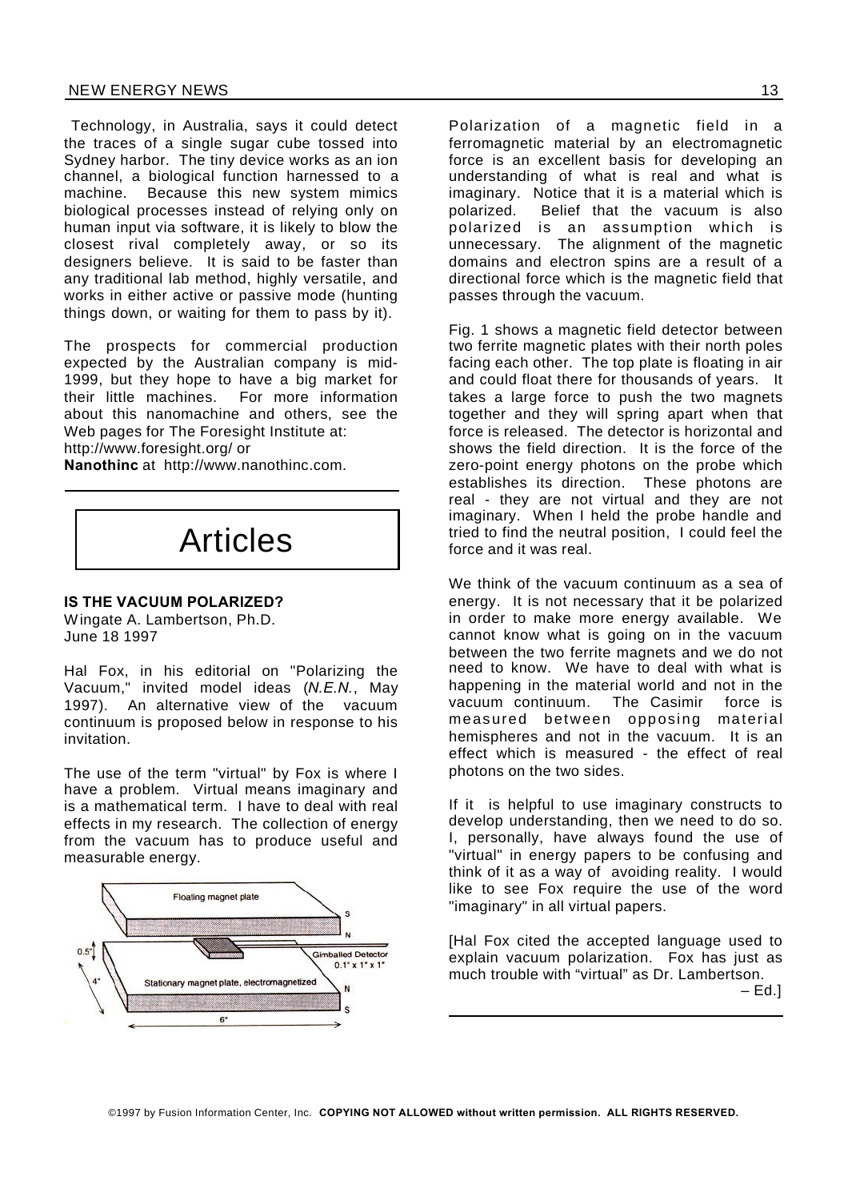Technology, in Australia, says it could detect the traces of a single sugar cube tossed into Sydney harbor. The tiny device works as an ion channel, a biological function harnessed to a machine. Because this new system mimics biological processes instead of relying only on human input via software, it is likely to blow the closest rival completely away, or so its designers believe. It is said to be faster than any traditional lab method, highly versatile, and works in either active or passive mode (hunting things down, or waiting for them to pass by it).

The prospects for commercial production expected by the Australian company is mid-1999, but they hope to have a big market for their little machines. For more information about this nanomachine and others, see the Web pages for The Foresight Institute at: http://www.foresight.org/ or **Nanothinc** at http://www.nanothinc.com.

# Articles

## IS THE VACUUM POLARIZED?

Wingate A. Lambertson, Ph.D.
June 18 1997

Hal Fox, in his editorial on "Polarizing the Vacuum," invited model ideas (*N.E.N.*, May 1997). An alternative view of the vacuum continuum is proposed below in response to his invitation.

The use of the term "virtual" by Fox is where I have a problem. Virtual means imaginary and is a mathematical term. I have to deal with real effects in my research. The collection of energy from the vacuum has to produce useful and measurable energy.

Floating magnet plate — S, N
Gimballed Detector 0.1" x 1" x 1"
Stationary magnet plate, electromagnetized — N, S
0.5" — 4" — 6"

Polarization of a magnetic field in a ferromagnetic material by an electromagnetic force is an excellent basis for developing an understanding of what is real and what is imaginary. Notice that it is a material which is polarized. Belief that the vacuum is also polarized is an assumption which is unnecessary. The alignment of the magnetic domains and electron spins are a result of a directional force which is the magnetic field that passes through the vacuum.

Fig. 1 shows a magnetic field detector between two ferrite magnetic plates with their north poles facing each other. The top plate is floating in air and could float there for thousands of years. It takes a large force to push the two magnets together and they will spring apart when that force is released. The detector is horizontal and shows the field direction. It is the force of the zero-point energy photons on the probe which establishes its direction. These photons are real - they are not virtual and they are not imaginary. When I held the probe handle and tried to find the neutral position, I could feel the force and it was real.

We think of the vacuum continuum as a sea of energy. It is not necessary that it be polarized in order to make more energy available. We cannot know what is going on in the vacuum between the two ferrite magnets and we do not need to know. We have to deal with what is happening in the material world and not in the vacuum continuum. The Casimir force is measured between opposing material hemispheres and not in the vacuum. It is an effect which is measured - the effect of real photons on the two sides.

If it is helpful to use imaginary constructs to develop understanding, then we need to do so. I, personally, have always found the use of "virtual" in energy papers to be confusing and think of it as a way of avoiding reality. I would like to see Fox require the use of the word "imaginary" in all virtual papers.

[Hal Fox cited the accepted language used to explain vacuum polarization. Fox has just as much trouble with "virtual" as Dr. Lambertson. – Ed.]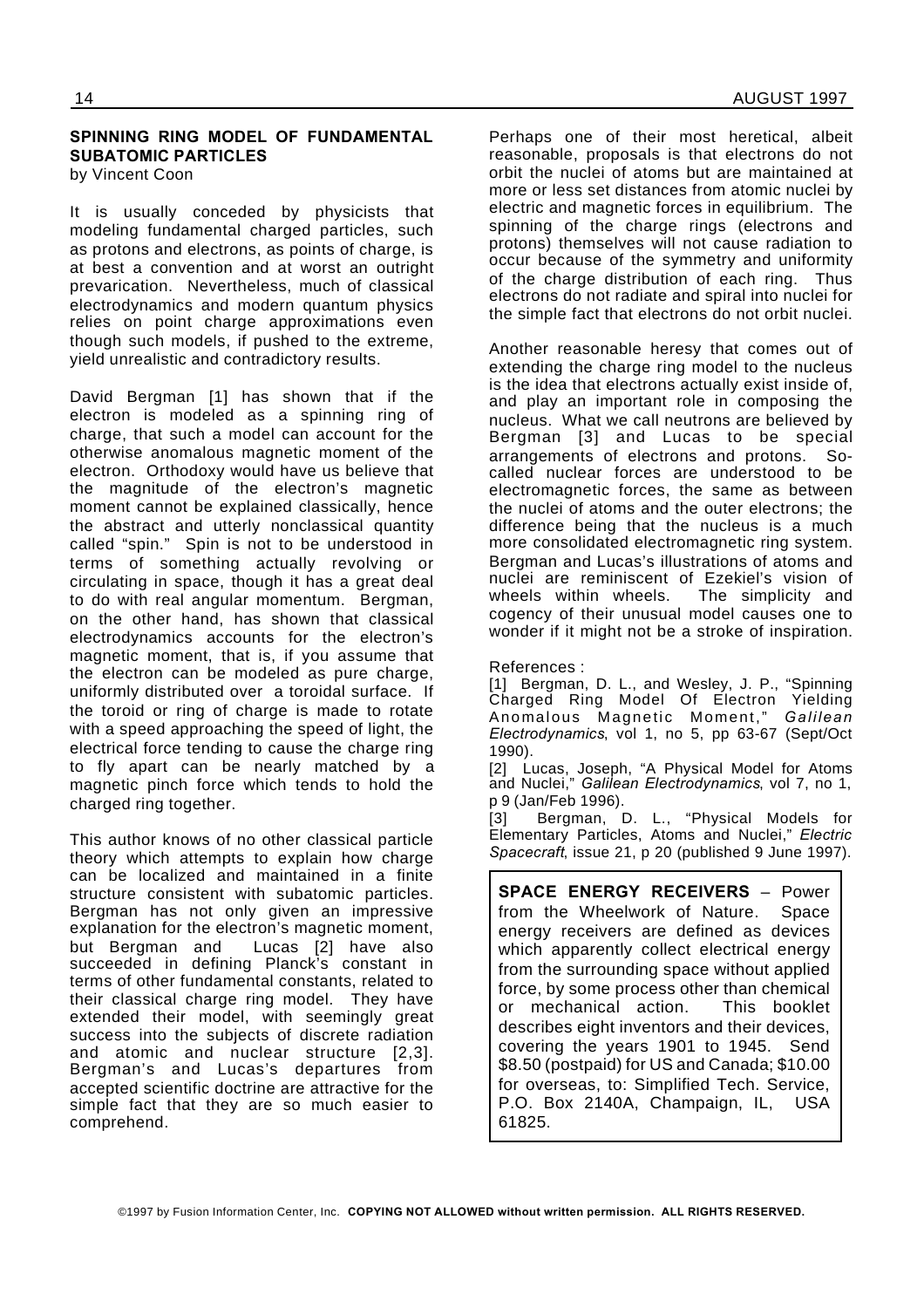## SPINNING RING MODEL OF FUNDAMENTAL SUBATOMIC PARTICLES

by Vincent Coon

It is usually conceded by physicists that modeling fundamental charged particles, such as protons and electrons, as points of charge, is at best a convention and at worst an outright prevarication. Nevertheless, much of classical electrodynamics and modern quantum physics relies on point charge approximations even though such models, if pushed to the extreme, yield unrealistic and contradictory results.

David Bergman [1] has shown that if the electron is modeled as a spinning ring of charge, that such a model can account for the otherwise anomalous magnetic moment of the electron. Orthodoxy would have us believe that the magnitude of the electron's magnetic moment cannot be explained classically, hence the abstract and utterly nonclassical quantity called "spin." Spin is not to be understood in terms of something actually revolving or circulating in space, though it has a great deal to do with real angular momentum. Bergman, on the other hand, has shown that classical electrodynamics accounts for the electron's magnetic moment, that is, if you assume that the electron can be modeled as pure charge, uniformly distributed over a toroidal surface. If the toroid or ring of charge is made to rotate with a speed approaching the speed of light, the electrical force tending to cause the charge ring to fly apart can be nearly matched by a magnetic pinch force which tends to hold the charged ring together.

This author knows of no other classical particle theory which attempts to explain how charge can be localized and maintained in a finite structure consistent with subatomic particles. Bergman has not only given an impressive explanation for the electron's magnetic moment, but Bergman and Lucas [2] have also succeeded in defining Planck's constant in terms of other fundamental constants, related to their classical charge ring model. They have extended their model, with seemingly great success into the subjects of discrete radiation and atomic and nuclear structure [2,3]. Bergman's and Lucas's departures from accepted scientific doctrine are attractive for the simple fact that they are so much easier to comprehend.

Perhaps one of their most heretical, albeit reasonable, proposals is that electrons do not orbit the nuclei of atoms but are maintained at more or less set distances from atomic nuclei by electric and magnetic forces in equilibrium. The spinning of the charge rings (electrons and protons) themselves will not cause radiation to occur because of the symmetry and uniformity of the charge distribution of each ring. Thus electrons do not radiate and spiral into nuclei for the simple fact that electrons do not orbit nuclei.

Another reasonable heresy that comes out of extending the charge ring model to the nucleus is the idea that electrons actually exist inside of, and play an important role in composing the nucleus. What we call neutrons are believed by Bergman [3] and Lucas to be special arrangements of electrons and protons. So-called nuclear forces are understood to be electromagnetic forces, the same as between the nuclei of atoms and the outer electrons; the difference being that the nucleus is a much more consolidated electromagnetic ring system. Bergman and Lucas's illustrations of atoms and nuclei are reminiscent of Ezekiel's vision of wheels within wheels. The simplicity and cogency of their unusual model causes one to wonder if it might not be a stroke of inspiration.

References :

[1] Bergman, D. L., and Wesley, J. P., "Spinning Charged Ring Model Of Electron Yielding Anomalous Magnetic Moment," *Galilean Electrodynamics*, vol 1, no 5, pp 63-67 (Sept/Oct 1990).

[2] Lucas, Joseph, "A Physical Model for Atoms and Nuclei," *Galilean Electrodynamics*, vol 7, no 1, p 9 (Jan/Feb 1996).

[3] Bergman, D. L., "Physical Models for Elementary Particles, Atoms and Nuclei," *Electric Spacecraft*, issue 21, p 20 (published 9 June 1997).

**SPACE ENERGY RECEIVERS** – Power from the Wheelwork of Nature. Space energy receivers are defined as devices which apparently collect electrical energy from the surrounding space without applied force, by some process other than chemical or mechanical action. This booklet describes eight inventors and their devices, covering the years 1901 to 1945. Send $8.50 (postpaid) for US and Canada; $10.00 for overseas, to: Simplified Tech. Service, P.O. Box 2140A, Champaign, IL, USA 61825.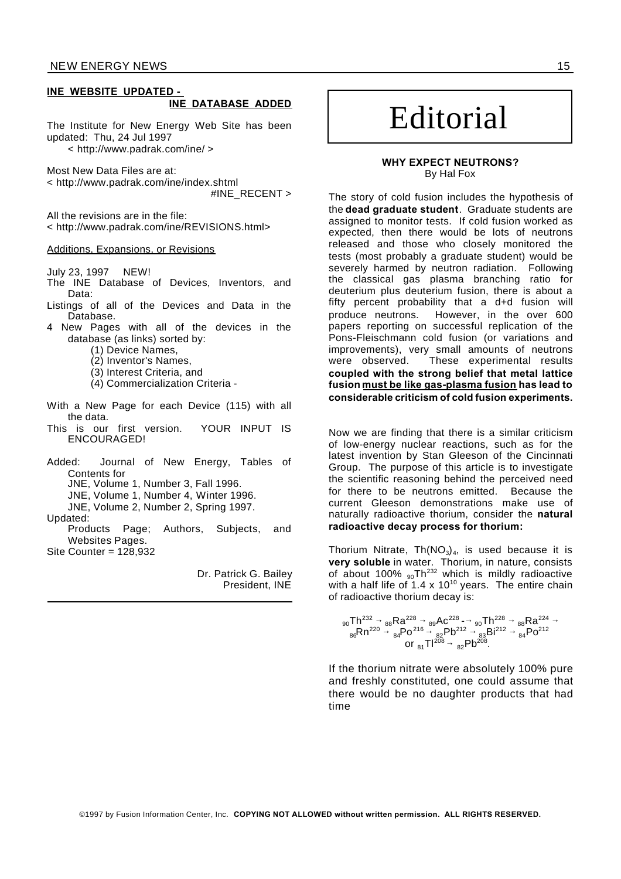## INE WEBSITE UPDATED - INE DATABASE ADDED

The Institute for New Energy Web Site has been updated: Thu, 24 Jul 1997

< http://www.padrak.com/ine/ >

Most New Data Files are at:
< http://www.padrak.com/ine/index.shtml #INE_RECENT >

All the revisions are in the file:
< http://www.padrak.com/ine/REVISIONS.html>

Additions, Expansions, or Revisions

July 23, 1997 NEW!

- The INE Database of Devices, Inventors, and Data:
- Listings of all of the Devices and Data in the Database.
- 4 New Pages with all of the devices in the database (as links) sorted by:
  - (1) Device Names,
  - (2) Inventor's Names,
  - (3) Interest Criteria, and
  - (4) Commercialization Criteria -

With a New Page for each Device (115) with all the data.

This is our first version. YOUR INPUT IS ENCOURAGED!

Added: Journal of New Energy, Tables of Contents for
- JNE, Volume 1, Number 3, Fall 1996.
- JNE, Volume 1, Number 4, Winter 1996.
- JNE, Volume 2, Number 2, Spring 1997.

Updated:
- Products Page; Authors, Subjects, and Websites Pages.

Site Counter = 128,932

Dr. Patrick G. Bailey
President, INE

# Editorial

### WHY EXPECT NEUTRONS?

By Hal Fox

The story of cold fusion includes the hypothesis of the **dead graduate student**. Graduate students are assigned to monitor tests. If cold fusion worked as expected, then there would be lots of neutrons released and those who closely monitored the tests (most probably a graduate student) would be severely harmed by neutron radiation. Following the classical gas plasma branching ratio for deuterium plus deuterium fusion, there is about a fifty percent probability that a d+d fusion will produce neutrons. However, in the over 600 papers reporting on successful replication of the Pons-Fleischmann cold fusion (or variations and improvements), very small amounts of neutrons were observed. These experimental results **coupled with the strong belief that metal lattice fusion <u>must be like gas-plasma fusion</u> has lead to considerable criticism of cold fusion experiments.**

Now we are finding that there is a similar criticism of low-energy nuclear reactions, such as for the latest invention by Stan Gleeson of the Cincinnati Group. The purpose of this article is to investigate the scientific reasoning behind the perceived need for there to be neutrons emitted. Because the current Gleeson demonstrations make use of naturally radioactive thorium, consider the **natural radioactive decay process for thorium:**

Thorium Nitrate, $Th(NO_3)_4$, is used because it is **very soluble** in water. Thorium, in nature, consists of about 100% ${}_{90}Th^{232}$ which is mildly radioactive with a half life of $1.4 \times 10^{10}$ years. The entire chain of radioactive thorium decay is:

$${}_{90}Th^{232} \rightarrow {}_{88}Ra^{228} \rightarrow {}_{89}Ac^{228} \rightarrow {}_{90}Th^{228} \rightarrow {}_{88}Ra^{224} \rightarrow {}_{86}Rn^{220} \rightarrow {}_{84}Po^{216} \rightarrow {}_{82}Pb^{212} \rightarrow {}_{83}Bi^{212} \rightarrow {}_{84}Po^{212}$$
$$\text{or } {}_{81}Tl^{208} \rightarrow {}_{82}Pb^{208}.$$

If the thorium nitrate were absolutely 100% pure and freshly constituted, one could assume that there would be no daughter products that had time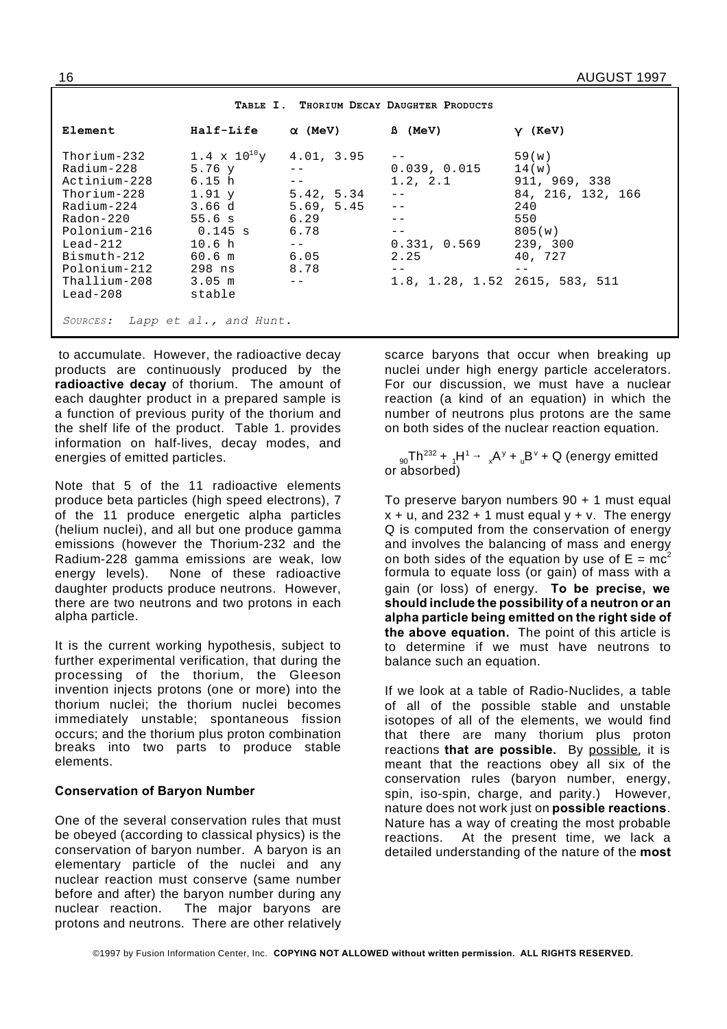**Table I. Thorium Decay Daughter Products**

| Element | Half-Life | α (MeV) | ß (MeV) | γ (KeV) |
|---|---|---|---|---|
| Thorium-232 | $1.4 \times 10^{10}$y | 4.01, 3.95 | -- | 59(w) |
| Radium-228 | 5.76 y | -- | 0.039, 0.015 | 14(w) |
| Actinium-228 | 6.15 h | -- | 1.2, 2.1 | 911, 969, 338 |
| Thorium-228 | 1.91 y | 5.42, 5.34 | -- | 84, 216, 132, 166 |
| Radium-224 | 3.66 d | 5.69, 5.45 | -- | 240 |
| Radon-220 | 55.6 s | 6.29 | -- | 550 |
| Polonium-216 | 0.145 s | 6.78 | -- | 805(w) |
| Lead-212 | 10.6 h | -- | 0.331, 0.569 | 239, 300 |
| Bismuth-212 | 60.6 m | 6.05 | 2.25 | 40, 727 |
| Polonium-212 | 298 ns | 8.78 | -- | -- |
| Thallium-208 | 3.05 m | -- | 1.8, 1.28, 1.52 | 2615, 583, 511 |
| Lead-208 | stable | | | |

*Sources: Lapp et al., and Hunt.*

to accumulate. However, the radioactive decay products are continuously produced by the **radioactive decay** of thorium. The amount of each daughter product in a prepared sample is a function of previous purity of the thorium and the shelf life of the product. Table 1. provides information on half-lives, decay modes, and energies of emitted particles.

Note that 5 of the 11 radioactive elements produce beta particles (high speed electrons), 7 of the 11 produce energetic alpha particles (helium nuclei), and all but one produce gamma emissions (however the Thorium-232 and the Radium-228 gamma emissions are weak, low energy levels). None of these radioactive daughter products produce neutrons. However, there are two neutrons and two protons in each alpha particle.

It is the current working hypothesis, subject to further experimental verification, that during the processing of the thorium, the Gleeson invention injects protons (one or more) into the thorium nuclei; the thorium nuclei becomes immediately unstable; spontaneous fission occurs; and the thorium plus proton combination breaks into two parts to produce stable elements.

### Conservation of Baryon Number

One of the several conservation rules that must be obeyed (according to classical physics) is the conservation of baryon number. A baryon is an elementary particle of the nuclei and any nuclear reaction must conserve (same number before and after) the baryon number during any nuclear reaction. The major baryons are protons and neutrons. There are other relatively scarce baryons that occur when breaking up nuclei under high energy particle accelerators. For our discussion, we must have a nuclear reaction (a kind of an equation) in which the number of neutrons plus protons are the same on both sides of the nuclear reaction equation.

$_{90}Th^{232} + {}_{1}H^{1} \rightarrow {}_{x}A^{y} + {}_{u}B^{v}$ + Q (energy emitted or absorbed)

To preserve baryon numbers 90 + 1 must equal x + u, and 232 + 1 must equal y + v. The energy Q is computed from the conservation of energy and involves the balancing of mass and energy on both sides of the equation by use of $E = mc^2$ formula to equate loss (or gain) of mass with a gain (or loss) of energy. **To be precise, we should include the possibility of a neutron or an alpha particle being emitted on the right side of the above equation.** The point of this article is to determine if we must have neutrons to balance such an equation.

If we look at a table of Radio-Nuclides, a table of all of the possible stable and unstable isotopes of all of the elements, we would find that there are many thorium plus proton reactions **that are possible.** By possible, it is meant that the reactions obey all six of the conservation rules (baryon number, energy, spin, iso-spin, charge, and parity.) However, nature does not work just on **possible reactions**. Nature has a way of creating the most probable reactions. At the present time, we lack a detailed understanding of the nature of the **most**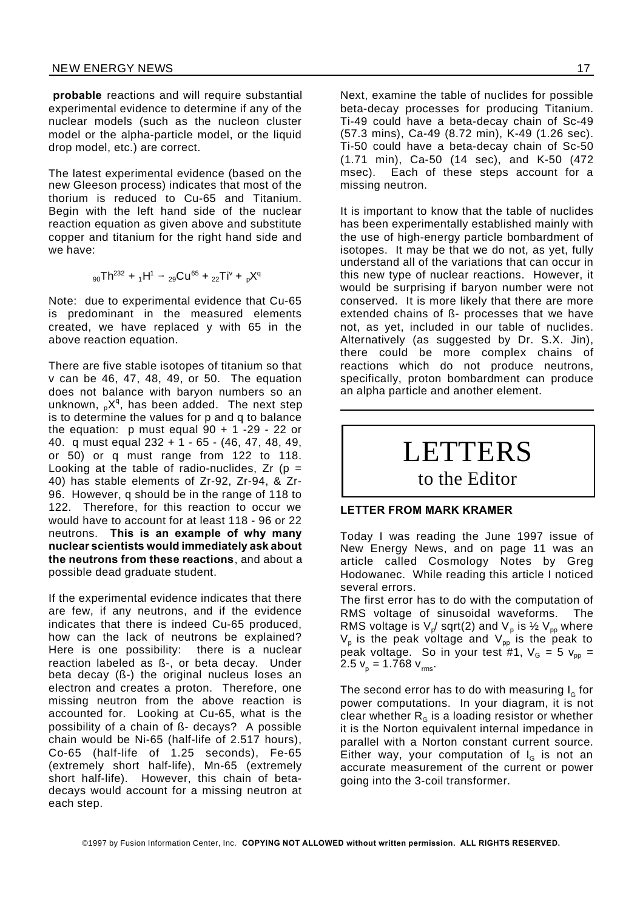**probable** reactions and will require substantial experimental evidence to determine if any of the nuclear models (such as the nucleon cluster model or the alpha-particle model, or the liquid drop model, etc.) are correct.

The latest experimental evidence (based on the new Gleeson process) indicates that most of the thorium is reduced to Cu-65 and Titanium. Begin with the left hand side of the nuclear reaction equation as given above and substitute copper and titanium for the right hand side and we have:

$$_{90}Th^{232} + {}_{1}H^{1} \rightarrow {}_{29}Cu^{65} + {}_{22}Ti^{v} + {}_{p}X^{q}$$

Note: due to experimental evidence that Cu-65 is predominant in the measured elements created, we have replaced y with 65 in the above reaction equation.

There are five stable isotopes of titanium so that v can be 46, 47, 48, 49, or 50. The equation does not balance with baryon numbers so an unknown, $_{p}X^{q}$, has been added. The next step is to determine the values for p and q to balance the equation: p must equal 90 + 1 -29 - 22 or 40. q must equal 232 + 1 - 65 - (46, 47, 48, 49, or 50) or q must range from 122 to 118. Looking at the table of radio-nuclides, Zr (p = 40) has stable elements of Zr-92, Zr-94, & Zr-96. However, q should be in the range of 118 to 122. Therefore, for this reaction to occur we would have to account for at least 118 - 96 or 22 neutrons. **This is an example of why many nuclear scientists would immediately ask about the neutrons from these reactions**, and about a possible dead graduate student.

If the experimental evidence indicates that there are few, if any neutrons, and if the evidence indicates that there is indeed Cu-65 produced, how can the lack of neutrons be explained? Here is one possibility: there is a nuclear reaction labeled as ß-, or beta decay. Under beta decay (ß-) the original nucleus loses an electron and creates a proton. Therefore, one missing neutron from the above reaction is accounted for. Looking at Cu-65, what is the possibility of a chain of ß- decays? A possible chain would be Ni-65 (half-life of 2.517 hours), Co-65 (half-life of 1.25 seconds), Fe-65 (extremely short half-life), Mn-65 (extremely short half-life). However, this chain of beta-decays would account for a missing neutron at each step.

Next, examine the table of nuclides for possible beta-decay processes for producing Titanium. Ti-49 could have a beta-decay chain of Sc-49 (57.3 mins), Ca-49 (8.72 min), K-49 (1.26 sec). Ti-50 could have a beta-decay chain of Sc-50 (1.71 min), Ca-50 (14 sec), and K-50 (472 msec). Each of these steps account for a missing neutron.

It is important to know that the table of nuclides has been experimentally established mainly with the use of high-energy particle bombardment of isotopes. It may be that we do not, as yet, fully understand all of the variations that can occur in this new type of nuclear reactions. However, it would be surprising if baryon number were not conserved. It is more likely that there are more extended chains of ß- processes that we have not, as yet, included in our table of nuclides. Alternatively (as suggested by Dr. S.X. Jin), there could be more complex chains of reactions which do not produce neutrons, specifically, proton bombardment can produce an alpha particle and another element.

---

# LETTERS
## to the Editor

### LETTER FROM MARK KRAMER

Today I was reading the June 1997 issue of New Energy News, and on page 11 was an article called Cosmology Notes by Greg Hodowanec. While reading this article I noticed several errors.

The first error has to do with the computation of RMS voltage of sinusoidal waveforms. The RMS voltage is $V_p$/ sqrt(2) and $V_p$ is ½ $V_{pp}$ where $V_p$ is the peak voltage and $V_{pp}$ is the peak to peak voltage. So in your test #1, $V_G$ = 5 $v_{pp}$ = 2.5 $v_p$ = 1.768 $v_{rms}$.

The second error has to do with measuring $I_G$ for power computations. In your diagram, it is not clear whether $R_G$ is a loading resistor or whether it is the Norton equivalent internal impedance in parallel with a Norton constant current source. Either way, your computation of $I_G$ is not an accurate measurement of the current or power going into the 3-coil transformer.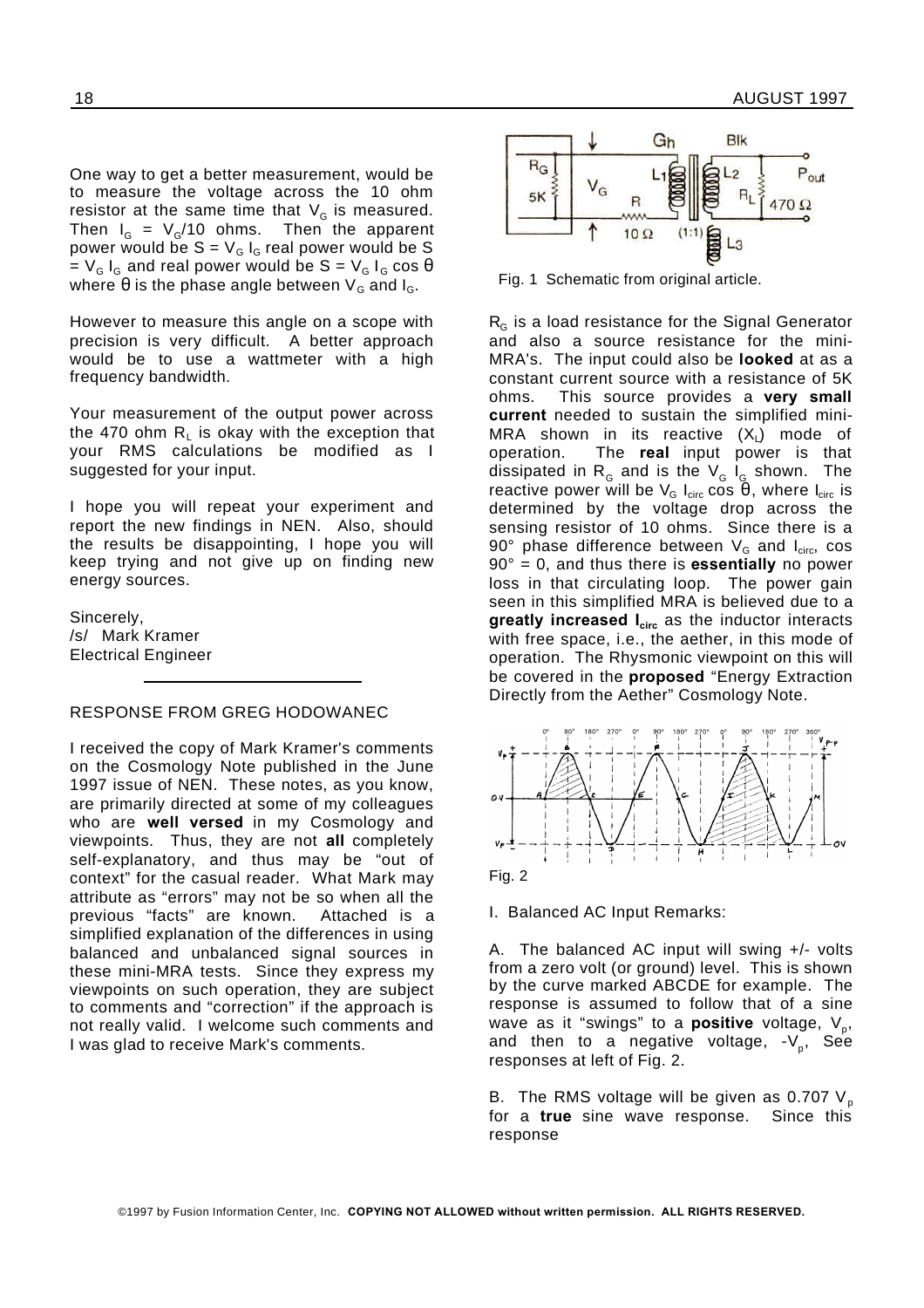One way to get a better measurement, would be to measure the voltage across the 10 ohm resistor at the same time that $V_G$ is measured. Then $I_G = V_G/10$ ohms. Then the apparent power would be $S = V_G I_G$ real power would be $S = V_G I_G \cos\theta$ where $\theta$ is the phase angle between $V_G$ and $I_G$.

However to measure this angle on a scope with precision is very difficult. A better approach would be to use a wattmeter with a high frequency bandwidth.

Your measurement of the output power across the 470 ohm $R_L$ is okay with the exception that your RMS calculations be modified as I suggested for your input.

I hope you will repeat your experiment and report the new findings in NEN. Also, should the results be disappointing, I hope you will keep trying and not give up on finding new energy sources.

Sincerely,
/s/ Mark Kramer
Electrical Engineer

---

RESPONSE FROM GREG HODOWANEC

I received the copy of Mark Kramer's comments on the Cosmology Note published in the June 1997 issue of NEN. These notes, as you know, are primarily directed at some of my colleagues who are **well versed** in my Cosmology and viewpoints. Thus, they are not **all** completely self-explanatory, and thus may be "out of context" for the casual reader. What Mark may attribute as "errors" may not be so when all the previous "facts" are known. Attached is a simplified explanation of the differences in using balanced and unbalanced signal sources in these mini-MRA tests. Since they express my viewpoints on such operation, they are subject to comments and "correction" if the approach is not really valid. I welcome such comments and I was glad to receive Mark's comments.

Fig. 1 Schematic from original article.

$R_G$ is a load resistance for the Signal Generator and also a source resistance for the mini-MRA's. The input could also be **looked** at as a constant current source with a resistance of 5K ohms. This source provides a **very small current** needed to sustain the simplified mini-MRA shown in its reactive ($X_L$) mode of operation. The **real** input power is that dissipated in $R_G$ and is the $V_G$ $I_G$ shown. The reactive power will be $V_G$ $I_{circ} \cos\theta$, where $I_{circ}$ is determined by the voltage drop across the sensing resistor of 10 ohms. Since there is a 90° phase difference between $V_G$ and $I_{circ}$, $\cos 90° = 0$, and thus there is **essentially** no power loss in that circulating loop. The power gain seen in this simplified MRA is believed due to a **greatly increased $I_{circ}$** as the inductor interacts with free space, i.e., the aether, in this mode of operation. The Rhysmonic viewpoint on this will be covered in the **proposed** "Energy Extraction Directly from the Aether" Cosmology Note.

Fig. 2

I. Balanced AC Input Remarks:

A. The balanced AC input will swing +/- volts from a zero volt (or ground) level. This is shown by the curve marked ABCDE for example. The response is assumed to follow that of a sine wave as it "swings" to a **positive** voltage, $V_p$, and then to a negative voltage, $-V_p$, See responses at left of Fig. 2.

B. The RMS voltage will be given as 0.707 $V_p$ for a **true** sine wave response. Since this response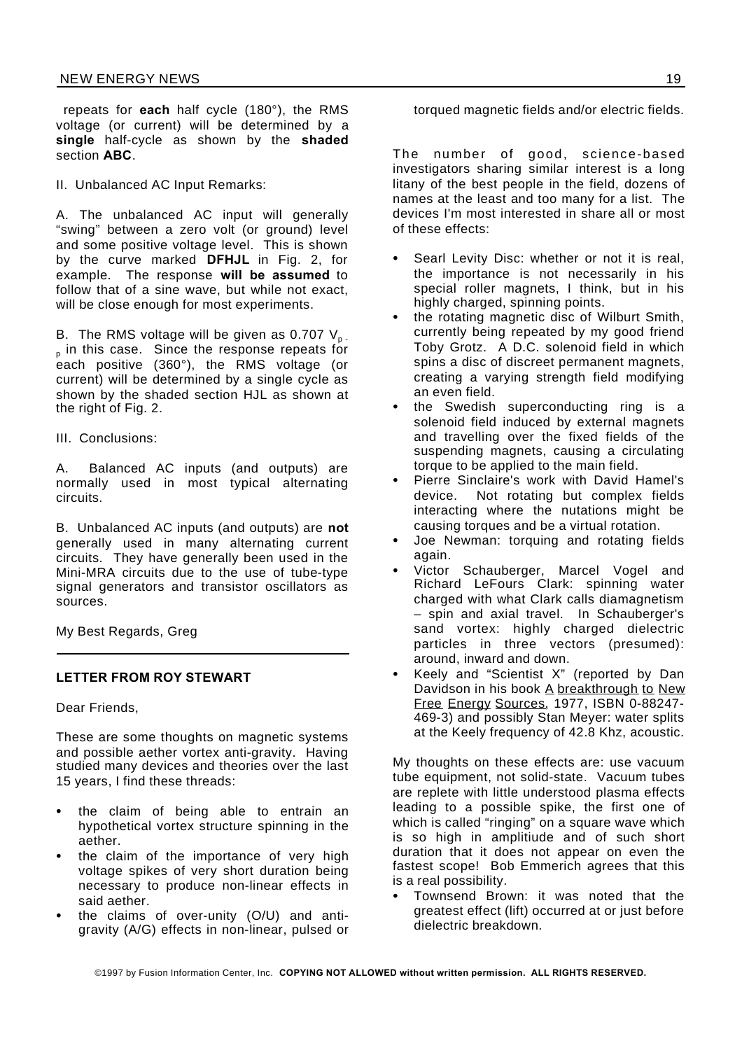repeats for **each** half cycle (180°), the RMS voltage (or current) will be determined by a **single** half-cycle as shown by the **shaded** section **ABC**.

II. Unbalanced AC Input Remarks:

A. The unbalanced AC input will generally "swing" between a zero volt (or ground) level and some positive voltage level. This is shown by the curve marked **DFHJL** in Fig. 2, for example. The response **will be assumed** to follow that of a sine wave, but while not exact, will be close enough for most experiments.

B. The RMS voltage will be given as 0.707 $V_{p-p}$ in this case. Since the response repeats for each positive (360°), the RMS voltage (or current) will be determined by a single cycle as shown by the shaded section HJL as shown at the right of Fig. 2.

III. Conclusions:

A. Balanced AC inputs (and outputs) are normally used in most typical alternating circuits.

B. Unbalanced AC inputs (and outputs) are **not** generally used in many alternating current circuits. They have generally been used in the Mini-MRA circuits due to the use of tube-type signal generators and transistor oscillators as sources.

My Best Regards, Greg

---

### LETTER FROM ROY STEWART

Dear Friends,

These are some thoughts on magnetic systems and possible aether vortex anti-gravity. Having studied many devices and theories over the last 15 years, I find these threads:

- the claim of being able to entrain an hypothetical vortex structure spinning in the aether.
- the claim of the importance of very high voltage spikes of very short duration being necessary to produce non-linear effects in said aether.
- the claims of over-unity (O/U) and anti-gravity (A/G) effects in non-linear, pulsed or torqued magnetic fields and/or electric fields.

The number of good, science-based investigators sharing similar interest is a long litany of the best people in the field, dozens of names at the least and too many for a list. The devices I'm most interested in share all or most of these effects:

- Searl Levity Disc: whether or not it is real, the importance is not necessarily in his special roller magnets, I think, but in his highly charged, spinning points.
- the rotating magnetic disc of Wilburt Smith, currently being repeated by my good friend Toby Grotz. A D.C. solenoid field in which spins a disc of discreet permanent magnets, creating a varying strength field modifying an even field.
- the Swedish superconducting ring is a solenoid field induced by external magnets and travelling over the fixed fields of the suspending magnets, causing a circulating torque to be applied to the main field.
- Pierre Sinclaire's work with David Hamel's device. Not rotating but complex fields interacting where the nutations might be causing torques and be a virtual rotation.
- Joe Newman: torquing and rotating fields again.
- Victor Schauberger, Marcel Vogel and Richard LeFours Clark: spinning water charged with what Clark calls diamagnetism – spin and axial travel. In Schauberger's sand vortex: highly charged dielectric particles in three vectors (presumed): around, inward and down.
- Keely and "Scientist X" (reported by Dan Davidson in his book A breakthrough to New Free Energy Sources, 1977, ISBN 0-88247-469-3) and possibly Stan Meyer: water splits at the Keely frequency of 42.8 Khz, acoustic.

My thoughts on these effects are: use vacuum tube equipment, not solid-state. Vacuum tubes are replete with little understood plasma effects leading to a possible spike, the first one of which is called "ringing" on a square wave which is so high in amplitiude and of such short duration that it does not appear on even the fastest scope! Bob Emmerich agrees that this is a real possibility.

- Townsend Brown: it was noted that the greatest effect (lift) occurred at or just before dielectric breakdown.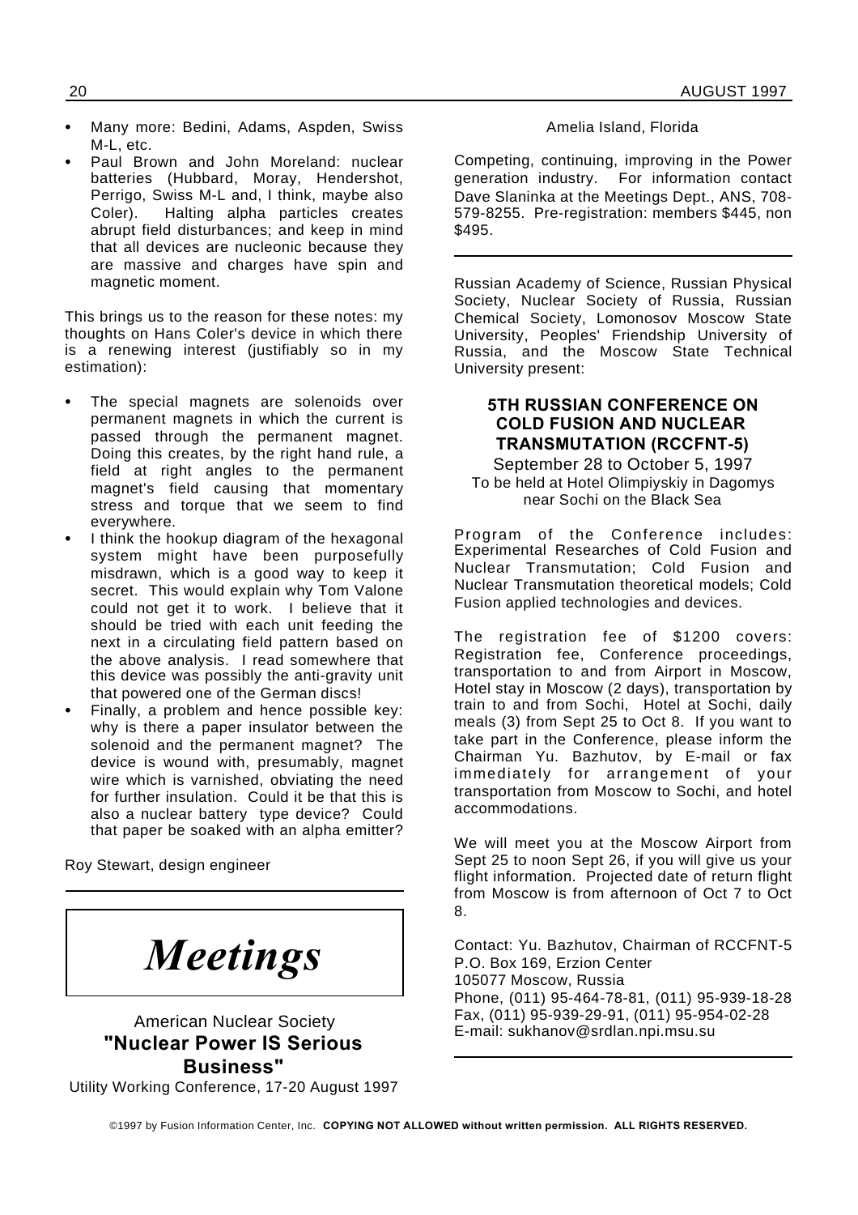- Many more: Bedini, Adams, Aspden, Swiss M-L, etc.
- Paul Brown and John Moreland: nuclear batteries (Hubbard, Moray, Hendershot, Perrigo, Swiss M-L and, I think, maybe also Coler). Halting alpha particles creates abrupt field disturbances; and keep in mind that all devices are nucleonic because they are massive and charges have spin and magnetic moment.

This brings us to the reason for these notes: my thoughts on Hans Coler's device in which there is a renewing interest (justifiably so in my estimation):

- The special magnets are solenoids over permanent magnets in which the current is passed through the permanent magnet. Doing this creates, by the right hand rule, a field at right angles to the permanent magnet's field causing that momentary stress and torque that we seem to find everywhere.
- I think the hookup diagram of the hexagonal system might have been purposefully misdrawn, which is a good way to keep it secret. This would explain why Tom Valone could not get it to work. I believe that it should be tried with each unit feeding the next in a circulating field pattern based on the above analysis. I read somewhere that this device was possibly the anti-gravity unit that powered one of the German discs!
- Finally, a problem and hence possible key: why is there a paper insulator between the solenoid and the permanent magnet? The device is wound with, presumably, magnet wire which is varnished, obviating the need for further insulation. Could it be that this is also a nuclear battery type device? Could that paper be soaked with an alpha emitter?

Roy Stewart, design engineer

---

# *Meetings*

American Nuclear Society

**"Nuclear Power IS Serious Business"**

Utility Working Conference, 17-20 August 1997

Amelia Island, Florida

Competing, continuing, improving in the Power generation industry. For information contact Dave Slaninka at the Meetings Dept., ANS, 708-579-8255. Pre-registration: members $445, non $495.

---

Russian Academy of Science, Russian Physical Society, Nuclear Society of Russia, Russian Chemical Society, Lomonosov Moscow State University, Peoples' Friendship University of Russia, and the Moscow State Technical University present:

## 5TH RUSSIAN CONFERENCE ON COLD FUSION AND NUCLEAR TRANSMUTATION (RCCFNT-5)

September 28 to October 5, 1997

To be held at Hotel Olimpiyskiy in Dagomys near Sochi on the Black Sea

Program of the Conference includes: Experimental Researches of Cold Fusion and Nuclear Transmutation; Cold Fusion and Nuclear Transmutation theoretical models; Cold Fusion applied technologies and devices.

The registration fee of $1200 covers: Registration fee, Conference proceedings, transportation to and from Airport in Moscow, Hotel stay in Moscow (2 days), transportation by train to and from Sochi, Hotel at Sochi, daily meals (3) from Sept 25 to Oct 8. If you want to take part in the Conference, please inform the Chairman Yu. Bazhutov, by E-mail or fax immediately for arrangement of your transportation from Moscow to Sochi, and hotel accommodations.

We will meet you at the Moscow Airport from Sept 25 to noon Sept 26, if you will give us your flight information. Projected date of return flight from Moscow is from afternoon of Oct 7 to Oct 8.

Contact: Yu. Bazhutov, Chairman of RCCFNT-5
P.O. Box 169, Erzion Center
105077 Moscow, Russia
Phone, (011) 95-464-78-81, (011) 95-939-18-28
Fax, (011) 95-939-29-91, (011) 95-954-02-28
E-mail: sukhanov@srdlan.npi.msu.su

---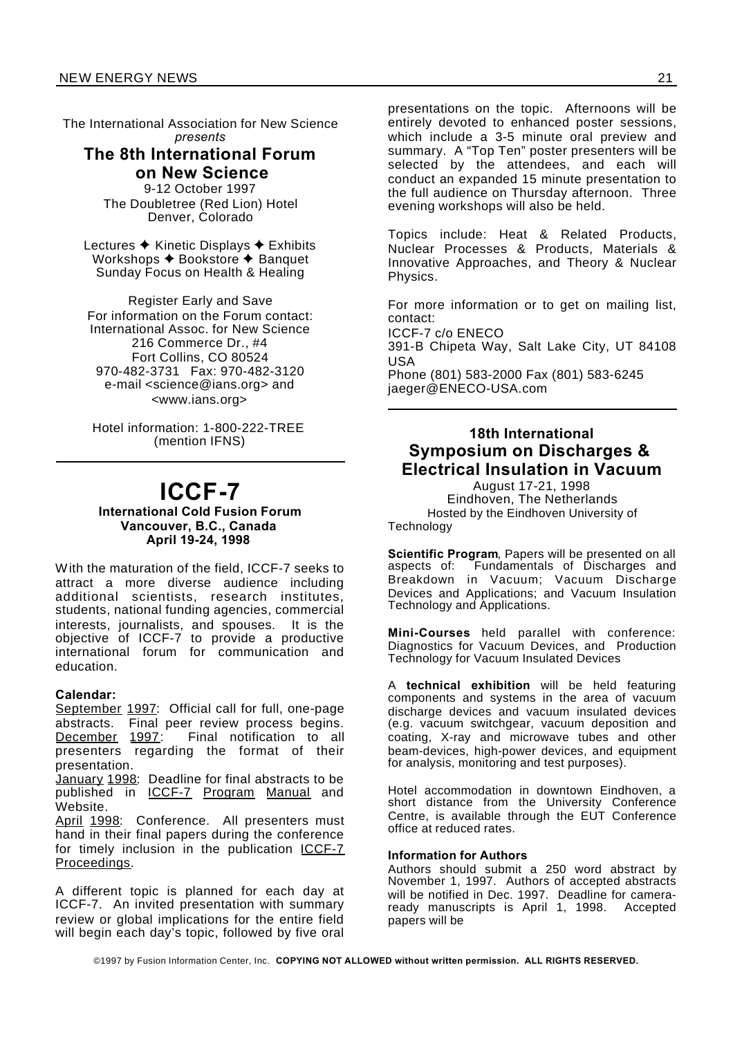The International Association for New Science
*presents*

## The 8th International Forum on New Science

9-12 October 1997
The Doubletree (Red Lion) Hotel
Denver, Colorado

Lectures ✦ Kinetic Displays ✦ Exhibits
Workshops ✦ Bookstore ✦ Banquet
Sunday Focus on Health & Healing

Register Early and Save
For information on the Forum contact:
International Assoc. for New Science
216 Commerce Dr., #4
Fort Collins, CO 80524
970-482-3731 Fax: 970-482-3120
e-mail <science@ians.org> and
<www.ians.org>

Hotel information: 1-800-222-TREE
(mention IFNS)

---

# ICCF-7

**International Cold Fusion Forum**
**Vancouver, B.C., Canada**
**April 19-24, 1998**

With the maturation of the field, ICCF-7 seeks to attract a more diverse audience including additional scientists, research institutes, students, national funding agencies, commercial interests, journalists, and spouses. It is the objective of ICCF-7 to provide a productive international forum for communication and education.

**Calendar:**

September 1997: Official call for full, one-page abstracts. Final peer review process begins.
December 1997: Final notification to all presenters regarding the format of their presentation.
January 1998: Deadline for final abstracts to be published in ICCF-7 Program Manual and Website.
April 1998: Conference. All presenters must hand in their final papers during the conference for timely inclusion in the publication ICCF-7 Proceedings.

A different topic is planned for each day at ICCF-7. An invited presentation with summary review or global implications for the entire field will begin each day's topic, followed by five oral presentations on the topic. Afternoons will be entirely devoted to enhanced poster sessions, which include a 3-5 minute oral preview and summary. A "Top Ten" poster presenters will be selected by the attendees, and each will conduct an expanded 15 minute presentation to the full audience on Thursday afternoon. Three evening workshops will also be held.

Topics include: Heat & Related Products, Nuclear Processes & Products, Materials & Innovative Approaches, and Theory & Nuclear Physics.

For more information or to get on mailing list, contact:
ICCF-7 c/o ENECO
391-B Chipeta Way, Salt Lake City, UT 84108 USA
Phone (801) 583-2000 Fax (801) 583-6245
jaeger@ENECO-USA.com

---

## 18th International Symposium on Discharges & Electrical Insulation in Vacuum

August 17-21, 1998
Eindhoven, The Netherlands
Hosted by the Eindhoven University of Technology

**Scientific Program**, Papers will be presented on all aspects of: Fundamentals of Discharges and Breakdown in Vacuum; Vacuum Discharge Devices and Applications; and Vacuum Insulation Technology and Applications.

**Mini-Courses** held parallel with conference: Diagnostics for Vacuum Devices, and Production Technology for Vacuum Insulated Devices

A **technical exhibition** will be held featuring components and systems in the area of vacuum discharge devices and vacuum insulated devices (e.g. vacuum switchgear, vacuum deposition and coating, X-ray and microwave tubes and other beam-devices, high-power devices, and equipment for analysis, monitoring and test purposes).

Hotel accommodation in downtown Eindhoven, a short distance from the University Conference Centre, is available through the EUT Conference office at reduced rates.

**Information for Authors**

Authors should submit a 250 word abstract by November 1, 1997. Authors of accepted abstracts will be notified in Dec. 1997. Deadline for camera-ready manuscripts is April 1, 1998. Accepted papers will be

©1997 by Fusion Information Center, Inc. **COPYING NOT ALLOWED without written permission. ALL RIGHTS RESERVED.**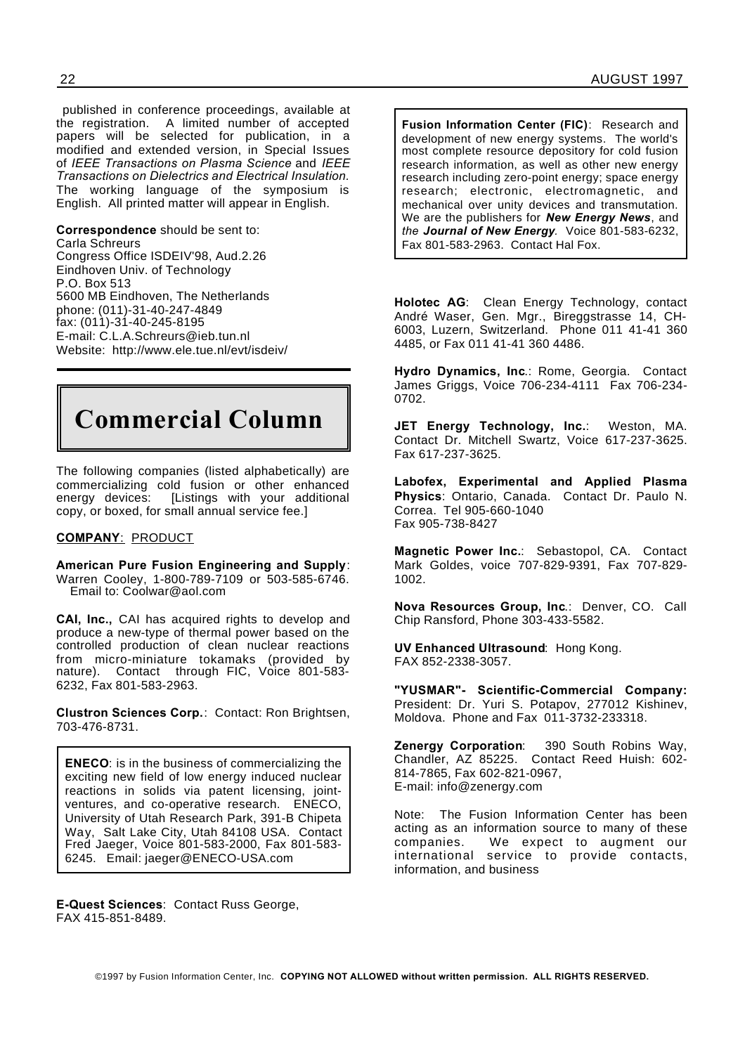published in conference proceedings, available at the registration. A limited number of accepted papers will be selected for publication, in a modified and extended version, in Special Issues of *IEEE Transactions on Plasma Science* and *IEEE Transactions on Dielectrics and Electrical Insulation.* The working language of the symposium is English. All printed matter will appear in English.

**Correspondence** should be sent to:
Carla Schreurs
Congress Office ISDEIV'98, Aud.2.26
Eindhoven Univ. of Technology
P.O. Box 513
5600 MB Eindhoven, The Netherlands
phone: (011)-31-40-247-4849
fax: (011)-31-40-245-8195
E-mail: C.L.A.Schreurs@ieb.tun.nl
Website: http://www.ele.tue.nl/evt/isdeiv/

# Commercial Column

The following companies (listed alphabetically) are commercializing cold fusion or other enhanced energy devices: [Listings with your additional copy, or boxed, for small annual service fee.]

**COMPANY**: PRODUCT

**American Pure Fusion Engineering and Supply**: Warren Cooley, 1-800-789-7109 or 503-585-6746. Email to: Coolwar@aol.com

**CAI, Inc.,** CAI has acquired rights to develop and produce a new-type of thermal power based on the controlled production of clean nuclear reactions from micro-miniature tokamaks (provided by nature). Contact through FIC, Voice 801-583-6232, Fax 801-583-2963.

**Clustron Sciences Corp.**: Contact: Ron Brightsen, 703-476-8731.

**ENECO**: is in the business of commercializing the exciting new field of low energy induced nuclear reactions in solids via patent licensing, joint-ventures, and co-operative research. ENECO, University of Utah Research Park, 391-B Chipeta Way, Salt Lake City, Utah 84108 USA. Contact Fred Jaeger, Voice 801-583-2000, Fax 801-583-6245. Email: jaeger@ENECO-USA.com

**E-Quest Sciences**: Contact Russ George, FAX 415-851-8489.

**Fusion Information Center (FIC)**: Research and development of new energy systems. The world's most complete resource depository for cold fusion research information, as well as other new energy research including zero-point energy; space energy research; electronic, electromagnetic, and mechanical over unity devices and transmutation. We are the publishers for ***New Energy News***, and *the* ***Journal of New Energy***. Voice 801-583-6232, Fax 801-583-2963. Contact Hal Fox.

**Holotec AG**: Clean Energy Technology, contact André Waser, Gen. Mgr., Bireggstrasse 14, CH-6003, Luzern, Switzerland. Phone 011 41-41 360 4485, or Fax 011 41-41 360 4486.

**Hydro Dynamics, Inc.**: Rome, Georgia. Contact James Griggs, Voice 706-234-4111 Fax 706-234-0702.

**JET Energy Technology, Inc.**: Weston, MA. Contact Dr. Mitchell Swartz, Voice 617-237-3625. Fax 617-237-3625.

**Labofex, Experimental and Applied Plasma Physics**: Ontario, Canada. Contact Dr. Paulo N. Correa. Tel 905-660-1040
Fax 905-738-8427

**Magnetic Power Inc.**: Sebastopol, CA. Contact Mark Goldes, voice 707-829-9391, Fax 707-829-1002.

**Nova Resources Group, Inc.**: Denver, CO. Call Chip Ransford, Phone 303-433-5582.

**UV Enhanced Ultrasound**: Hong Kong.
FAX 852-2338-3057.

**"YUSMAR"- Scientific-Commercial Company:** President: Dr. Yuri S. Potapov, 277012 Kishinev, Moldova. Phone and Fax 011-3732-233318.

**Zenergy Corporation**: 390 South Robins Way, Chandler, AZ 85225. Contact Reed Huish: 602-814-7865, Fax 602-821-0967,
E-mail: info@zenergy.com

Note: The Fusion Information Center has been acting as an information source to many of these companies. We expect to augment our international service to provide contacts, information, and business

©1997 by Fusion Information Center, Inc. **COPYING NOT ALLOWED without written permission. ALL RIGHTS RESERVED.**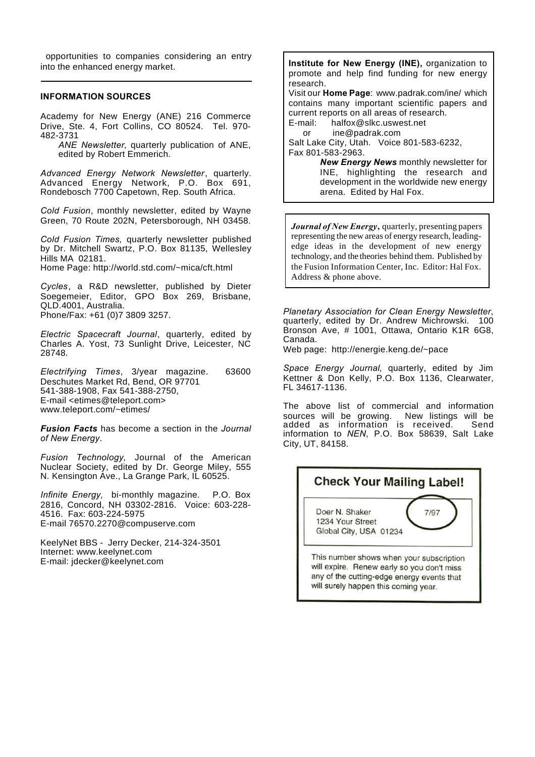opportunities to companies considering an entry into the enhanced energy market.

---

### INFORMATION SOURCES

Academy for New Energy (ANE) 216 Commerce Drive, Ste. 4, Fort Collins, CO 80524. Tel. 970-482-3731

*ANE Newsletter*, quarterly publication of ANE, edited by Robert Emmerich.

*Advanced Energy Network Newsletter*, quarterly. Advanced Energy Network, P.O. Box 691, Rondebosch 7700 Capetown, Rep. South Africa.

*Cold Fusion*, monthly newsletter, edited by Wayne Green, 70 Route 202N, Petersborough, NH 03458.

*Cold Fusion Times,* quarterly newsletter published by Dr. Mitchell Swartz, P.O. Box 81135, Wellesley Hills MA 02181.
Home Page: http://world.std.com/~mica/cft.html

*Cycles*, a R&D newsletter, published by Dieter Soegemeier, Editor, GPO Box 269, Brisbane, QLD.4001, Australia.
Phone/Fax: +61 (0)7 3809 3257.

*Electric Spacecraft Journal*, quarterly, edited by Charles A. Yost, 73 Sunlight Drive, Leicester, NC 28748.

*Electrifying Times*, 3/year magazine. 63600 Deschutes Market Rd, Bend, OR 97701
541-388-1908, Fax 541-388-2750,
E-mail <etimes@teleport.com>
www.teleport.com/~etimes/

***Fusion Facts*** has become a section in the *Journal of New Energy*.

*Fusion Technology,* Journal of the American Nuclear Society, edited by Dr. George Miley, 555 N. Kensington Ave., La Grange Park, IL 60525.

*Infinite Energy,* bi-monthly magazine. P.O. Box 2816, Concord, NH 03302-2816. Voice: 603-228-4516. Fax: 603-224-5975
E-mail 76570.2270@compuserve.com

KeelyNet BBS - Jerry Decker, 214-324-3501
Internet: www.keelynet.com
E-mail: jdecker@keelynet.com

**Institute for New Energy (INE),** organization to promote and help find funding for new energy research.
Visit our **Home Page**: www.padrak.com/ine/ which contains many important scientific papers and current reports on all areas of research.
E-mail: halfox@slkc.uswest.net
or ine@padrak.com
Salt Lake City, Utah. Voice 801-583-6232,
Fax 801-583-2963.

***New Energy News*** monthly newsletter for INE, highlighting the research and development in the worldwide new energy arena. Edited by Hal Fox.

***Journal of New Energy*****,** quarterly, presenting papers representing the new areas of energy research, leading-edge ideas in the development of new energy technology, and the theories behind them. Published by the Fusion Information Center, Inc. Editor: Hal Fox. Address & phone above.

*Planetary Association for Clean Energy Newsletter*, quarterly, edited by Dr. Andrew Michrowski. 100 Bronson Ave, # 1001, Ottawa, Ontario K1R 6G8, Canada.
Web page: http://energie.keng.de/~pace

*Space Energy Journal*, quarterly, edited by Jim Kettner & Don Kelly, P.O. Box 1136, Clearwater, FL 34617-1136.

The above list of commercial and information sources will be growing. New listings will be added as information is received. Send information to *NEN*, P.O. Box 58639, Salt Lake City, UT, 84158.

**Check Your Mailing Label!**

Doer N. Shaker
1234 Your Street
Global City, USA 01234
7/97

This number shows when your subscription will expire. Renew early so you don't miss any of the cutting-edge energy events that will surely happen this coming year.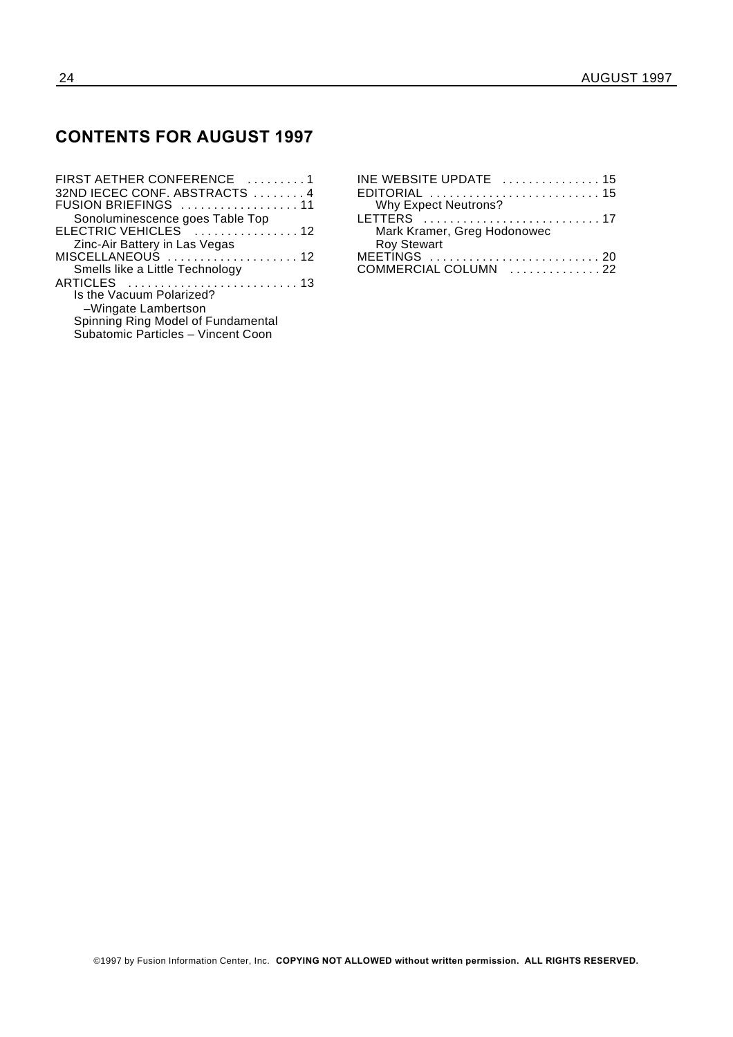## CONTENTS FOR AUGUST 1997

FIRST AETHER CONFERENCE . . . . . . . . . 1
32ND IECEC CONF. ABSTRACTS . . . . . . . . 4
FUSION BRIEFINGS . . . . . . . . . . . . . . . . . . 11
Sonoluminescence goes Table Top
ELECTRIC VEHICLES . . . . . . . . . . . . . . . . 12
Zinc-Air Battery in Las Vegas
MISCELLANEOUS . . . . . . . . . . . . . . . . . . . . 12
Smells like a Little Technology
ARTICLES . . . . . . . . . . . . . . . . . . . . . . . . . . 13
Is the Vacuum Polarized?
–Wingate Lambertson
Spinning Ring Model of Fundamental Subatomic Particles – Vincent Coon

INE WEBSITE UPDATE . . . . . . . . . . . . . . . 15
EDITORIAL . . . . . . . . . . . . . . . . . . . . . . . . . . 15
Why Expect Neutrons?
LETTERS . . . . . . . . . . . . . . . . . . . . . . . . . . . 17
Mark Kramer, Greg Hodonowec
Roy Stewart
MEETINGS . . . . . . . . . . . . . . . . . . . . . . . . . . 20
COMMERCIAL COLUMN . . . . . . . . . . . . . . 22

©1997 by Fusion Information Center, Inc. **COPYING NOT ALLOWED without written permission. ALL RIGHTS RESERVED.**